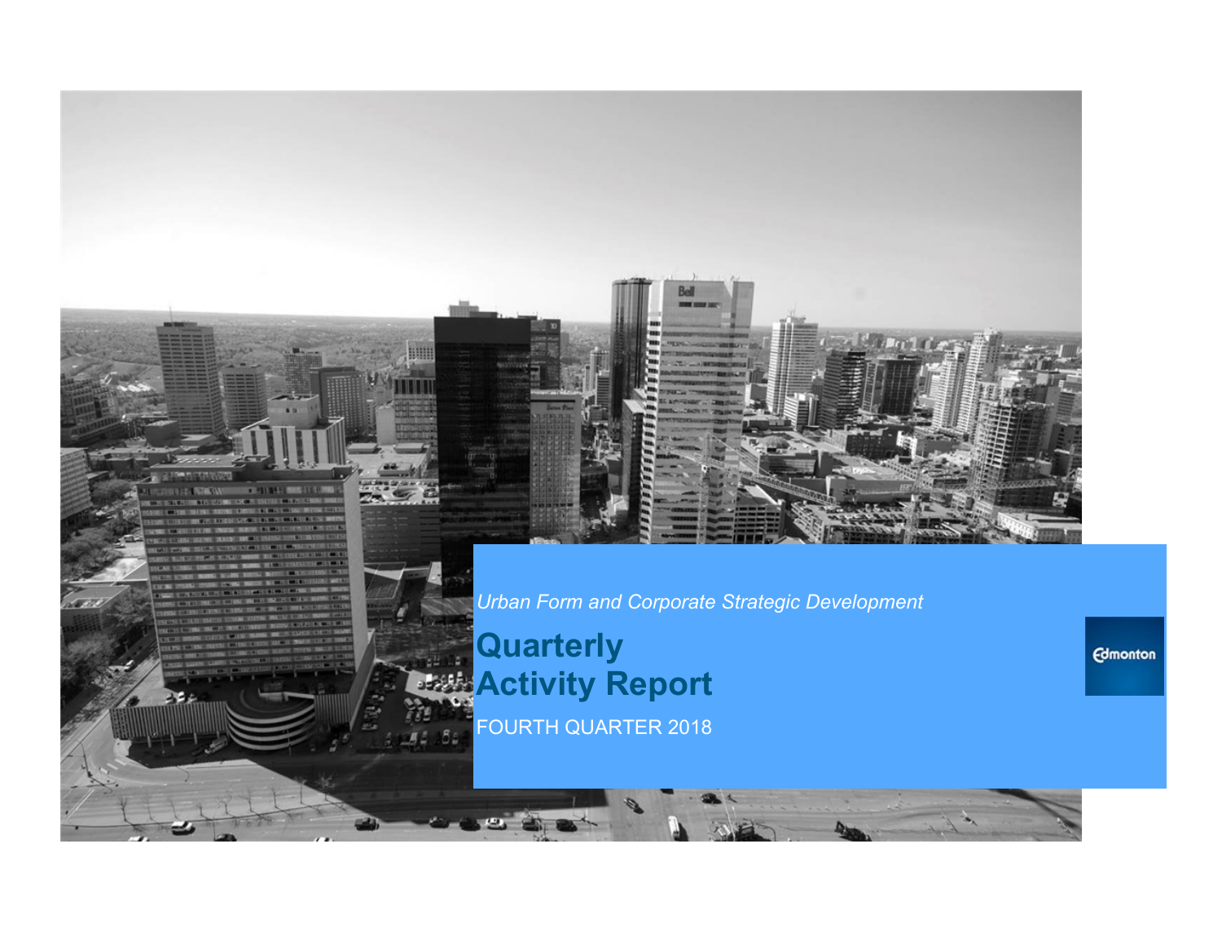*Urban Form and Corporate Strategic Development*

# Quarterly Activity Report

FOURTH QUARTER 2018

Edmonton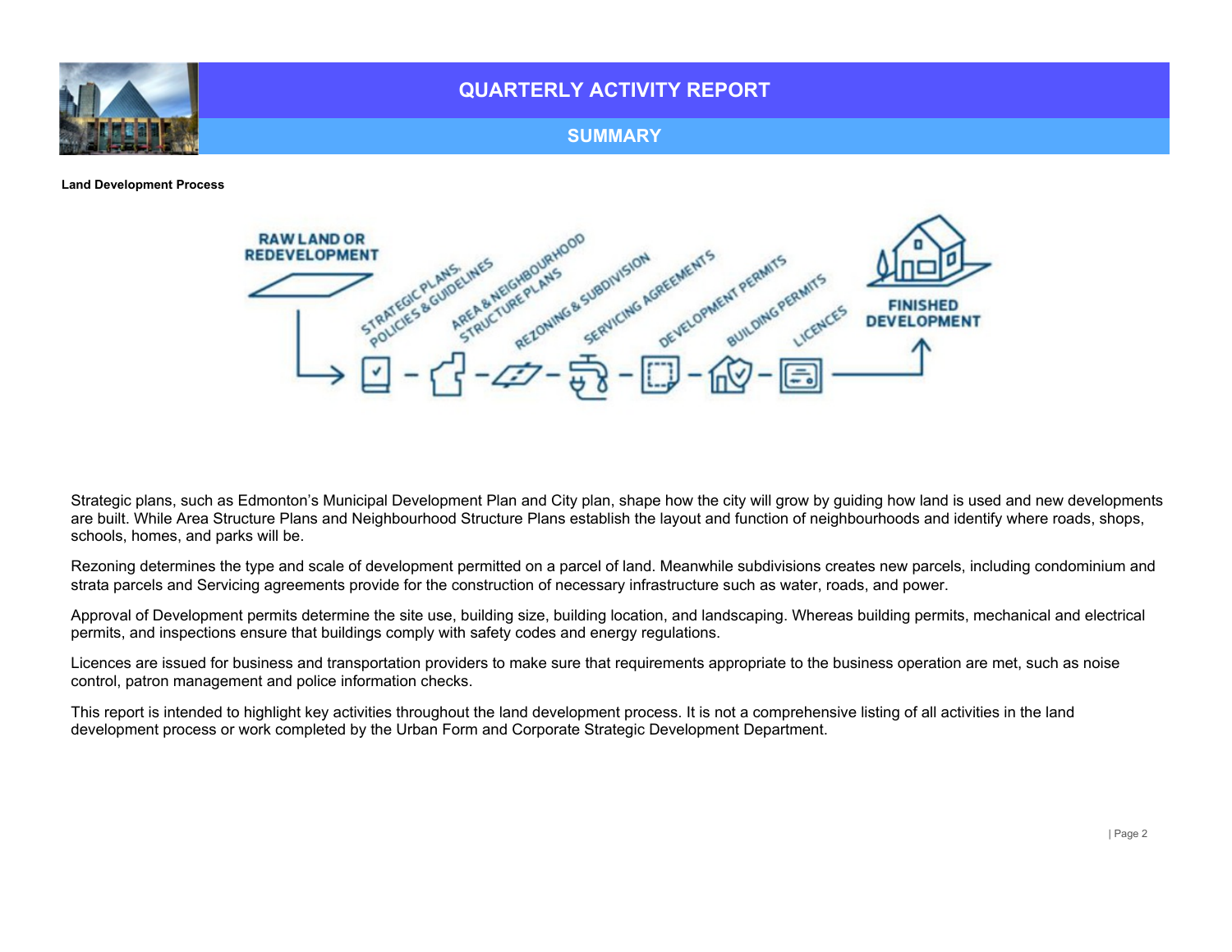# QUARTERLY ACTIVITY REPORT

## SUMMARY

**Land Development Process**

RAW LAND OR REDEVELOPMENT

STRATEGIC PLANS, POLICIES & GUIDELINES

AREA & NEIGHBOURHOOD STRUCTURE PLANS

REZONING & SUBDIVISION

SERVICING AGREEMENTS

DEVELOPMENT PERMITS

BUILDING PERMITS

LICENCES

FINISHED DEVELOPMENT

Strategic plans, such as Edmonton's Municipal Development Plan and City plan, shape how the city will grow by guiding how land is used and new developments are built. While Area Structure Plans and Neighbourhood Structure Plans establish the layout and function of neighbourhoods and identify where roads, shops, schools, homes, and parks will be.

Rezoning determines the type and scale of development permitted on a parcel of land. Meanwhile subdivisions creates new parcels, including condominium and strata parcels and Servicing agreements provide for the construction of necessary infrastructure such as water, roads, and power.

Approval of Development permits determine the site use, building size, building location, and landscaping. Whereas building permits, mechanical and electrical permits, and inspections ensure that buildings comply with safety codes and energy regulations.

Licences are issued for business and transportation providers to make sure that requirements appropriate to the business operation are met, such as noise control, patron management and police information checks.

This report is intended to highlight key activities throughout the land development process. It is not a comprehensive listing of all activities in the land development process or work completed by the Urban Form and Corporate Strategic Development Department.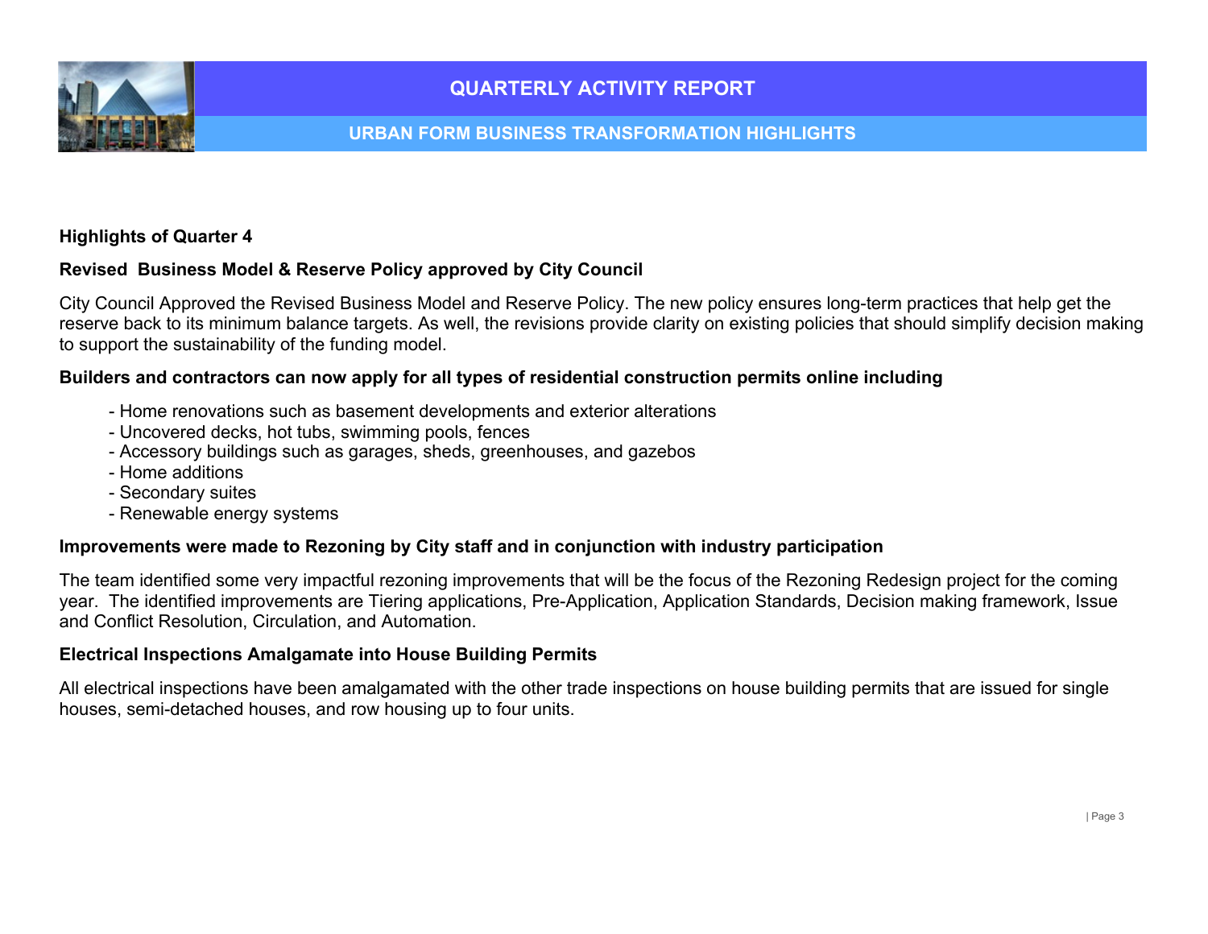# QUARTERLY ACTIVITY REPORT

## URBAN FORM BUSINESS TRANSFORMATION HIGHLIGHTS

**Highlights of Quarter 4**

**Revised Business Model & Reserve Policy approved by City Council**

City Council Approved the Revised Business Model and Reserve Policy. The new policy ensures long-term practices that help get the reserve back to its minimum balance targets. As well, the revisions provide clarity on existing policies that should simplify decision making to support the sustainability of the funding model.

**Builders and contractors can now apply for all types of residential construction permits online including**

- Home renovations such as basement developments and exterior alterations
- Uncovered decks, hot tubs, swimming pools, fences
- Accessory buildings such as garages, sheds, greenhouses, and gazebos
- Home additions
- Secondary suites
- Renewable energy systems

**Improvements were made to Rezoning by City staff and in conjunction with industry participation**

The team identified some very impactful rezoning improvements that will be the focus of the Rezoning Redesign project for the coming year. The identified improvements are Tiering applications, Pre-Application, Application Standards, Decision making framework, Issue and Conflict Resolution, Circulation, and Automation.

**Electrical Inspections Amalgamate into House Building Permits**

All electrical inspections have been amalgamated with the other trade inspections on house building permits that are issued for single houses, semi-detached houses, and row housing up to four units.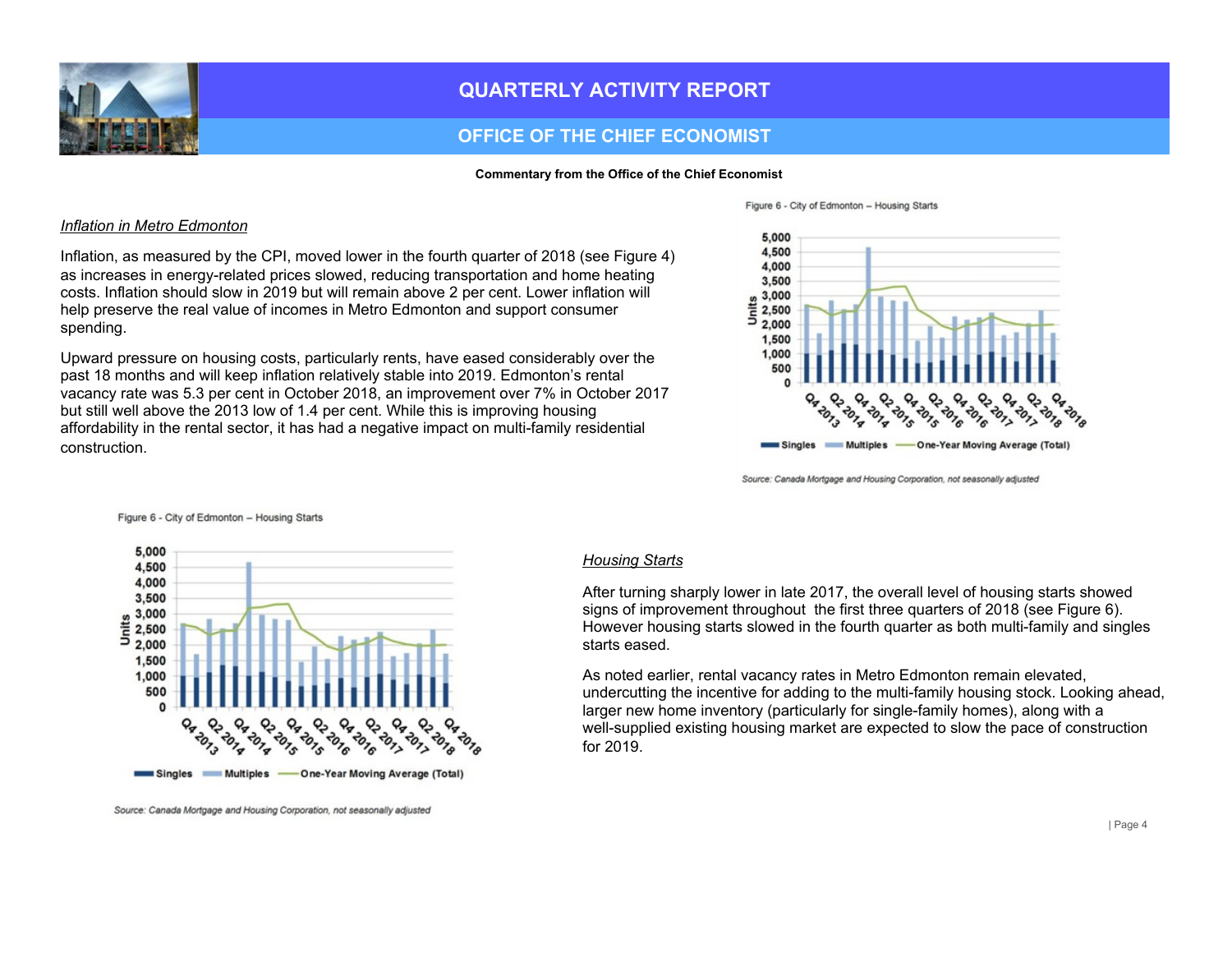# QUARTERLY ACTIVITY REPORT

## OFFICE OF THE CHIEF ECONOMIST

**Commentary from the Office of the Chief Economist**

*Inflation in Metro Edmonton*

Inflation, as measured by the CPI, moved lower in the fourth quarter of 2018 (see Figure 4) as increases in energy-related prices slowed, reducing transportation and home heating costs. Inflation should slow in 2019 but will remain above 2 per cent. Lower inflation will help preserve the real value of incomes in Metro Edmonton and support consumer spending.

Upward pressure on housing costs, particularly rents, have eased considerably over the past 18 months and will keep inflation relatively stable into 2019. Edmonton's rental vacancy rate was 5.3 per cent in October 2018, an improvement over 7% in October 2017 but still well above the 2013 low of 1.4 per cent. While this is improving housing affordability in the rental sector, it has had a negative impact on multi-family residential construction.

Figure 6 - City of Edmonton – Housing Starts

Units

5,000
4,500
4,000
3,500
3,000
2,500
2,000
1,500
1,000
500
0

Q4 2013, Q2 2014, Q4 2014, Q2 2015, Q4 2015, Q2 2016, Q4 2016, Q2 2017, Q4 2017, Q2 2018, Q4 2018

Singles | Multiples | One-Year Moving Average (Total)

*Source: Canada Mortgage and Housing Corporation, not seasonally adjusted*

*Housing Starts*

After turning sharply lower in late 2017, the overall level of housing starts showed signs of improvement throughout the first three quarters of 2018 (see Figure 6). However housing starts slowed in the fourth quarter as both multi-family and singles starts eased.

As noted earlier, rental vacancy rates in Metro Edmonton remain elevated, undercutting the incentive for adding to the multi-family housing stock. Looking ahead, larger new home inventory (particularly for single-family homes), along with a well-supplied existing housing market are expected to slow the pace of construction for 2019.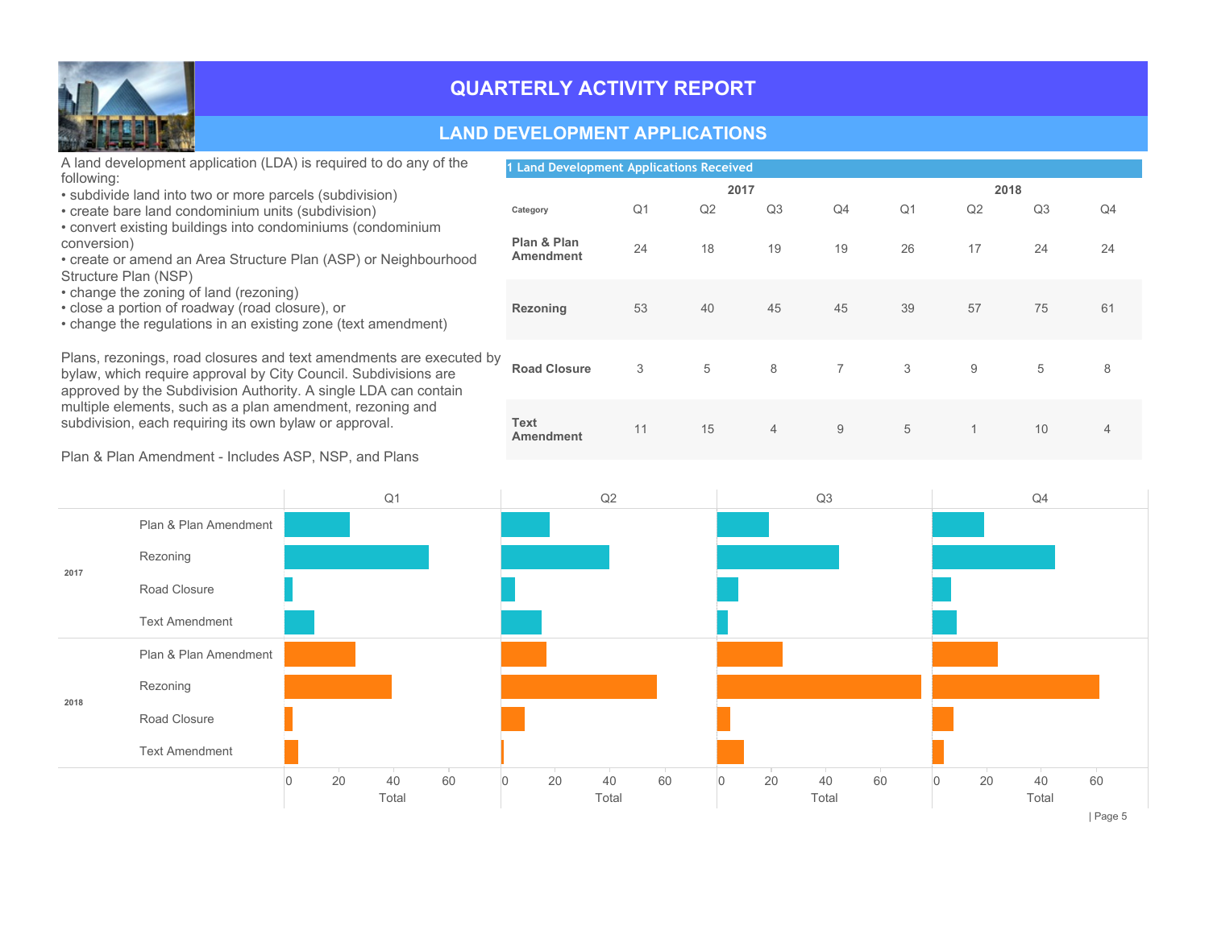# QUARTERLY ACTIVITY REPORT

## LAND DEVELOPMENT APPLICATIONS

A land development application (LDA) is required to do any of the following:

- subdivide land into two or more parcels (subdivision)
- create bare land condominium units (subdivision)
- convert existing buildings into condominiums (condominium conversion)
- create or amend an Area Structure Plan (ASP) or Neighbourhood Structure Plan (NSP)
- change the zoning of land (rezoning)
- close a portion of roadway (road closure), or
- change the regulations in an existing zone (text amendment)

Plans, rezonings, road closures and text amendments are executed by bylaw, which require approval by City Council. Subdivisions are approved by the Subdivision Authority. A single LDA can contain multiple elements, such as a plan amendment, rezoning and subdivision, each requiring its own bylaw or approval.

Plan & Plan Amendment - Includes ASP, NSP, and Plans

**1 Land Development Applications Received**

| | 2017 | | | | 2018 | | | |
|---|---|---|---|---|---|---|---|---|
| Category | Q1 | Q2 | Q3 | Q4 | Q1 | Q2 | Q3 | Q4 |
| **Plan & Plan Amendment** | 24 | 18 | 19 | 19 | 26 | 17 | 24 | 24 |
| **Rezoning** | 53 | 40 | 45 | 45 | 39 | 57 | 75 | 61 |
| **Road Closure** | 3 | 5 | 8 | 7 | 3 | 9 | 5 | 8 |
| **Text Amendment** | 11 | 15 | 4 | 9 | 5 | 1 | 10 | 4 |

Q1 Q2 Q3 Q4

2017: Plan & Plan Amendment, Rezoning, Road Closure, Text Amendment

2018: Plan & Plan Amendment, Rezoning, Road Closure, Text Amendment

0 20 40 60 (Total) — for each of Q1, Q2, Q3, Q4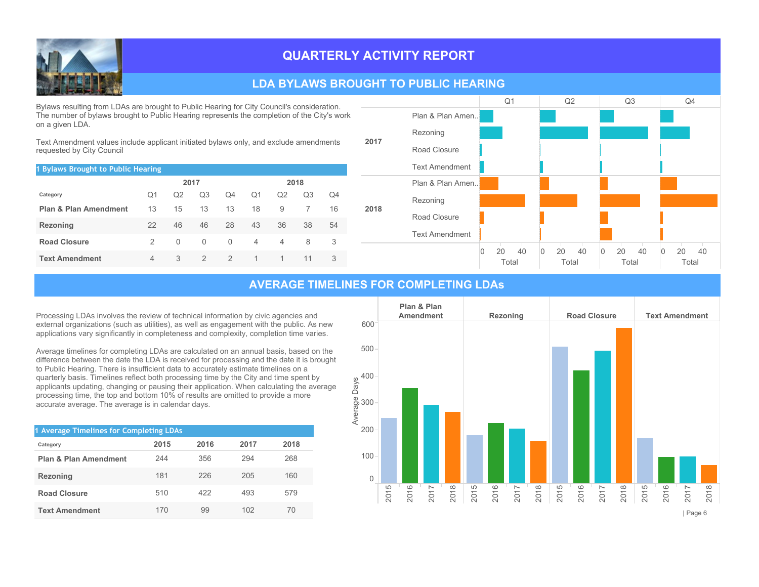# QUARTERLY ACTIVITY REPORT

## LDA BYLAWS BROUGHT TO PUBLIC HEARING

Bylaws resulting from LDAs are brought to Public Hearing for City Council's consideration. The number of bylaws brought to Public Hearing represents the completion of the City's work on a given LDA.

Text Amendment values include applicant initiated bylaws only, and exclude amendments requested by City Council

**1 Bylaws Brought to Public Hearing**

| | 2017 | | | | 2018 | | | |
|---|---|---|---|---|---|---|---|---|
| Category | Q1 | Q2 | Q3 | Q4 | Q1 | Q2 | Q3 | Q4 |
| **Plan & Plan Amendment** | 13 | 15 | 13 | 13 | 18 | 9 | 7 | 16 |
| **Rezoning** | 22 | 46 | 46 | 28 | 43 | 36 | 38 | 54 |
| **Road Closure** | 2 | 0 | 0 | 0 | 4 | 4 | 8 | 3 |
| **Text Amendment** | 4 | 3 | 2 | 2 | 1 | 1 | 11 | 3 |

Q1 Q2 Q3 Q4

2017: Plan & Plan Amen.. Rezoning Road Closure Text Amendment

2018: Plan & Plan Amen.. Rezoning Road Closure Text Amendment

0 20 40 Total

## AVERAGE TIMELINES FOR COMPLETING LDAs

Processing LDAs involves the review of technical information by civic agencies and external organizations (such as utilities), as well as engagement with the public. As new applications vary significantly in completeness and complexity, completion time varies.

Average timelines for completing LDAs are calculated on an annual basis, based on the difference between the date the LDA is received for processing and the date it is brought to Public Hearing. There is insufficient data to accurately estimate timelines on a quarterly basis. Timelines reflect both processing time by the City and time spent by applicants updating, changing or pausing their application. When calculating the average processing time, the top and bottom 10% of results are omitted to provide a more accurate average. The average is in calendar days.

**1 Average Timelines for Completing LDAs**

| Category | 2015 | 2016 | 2017 | 2018 |
|---|---|---|---|---|
| **Plan & Plan Amendment** | 244 | 356 | 294 | 268 |
| **Rezoning** | 181 | 226 | 205 | 160 |
| **Road Closure** | 510 | 422 | 493 | 579 |
| **Text Amendment** | 170 | 99 | 102 | 70 |

Plan & Plan Amendment | Rezoning | Road Closure | Text Amendment

Average Days

0 100 200 300 400 500 600

2015 2016 2017 2018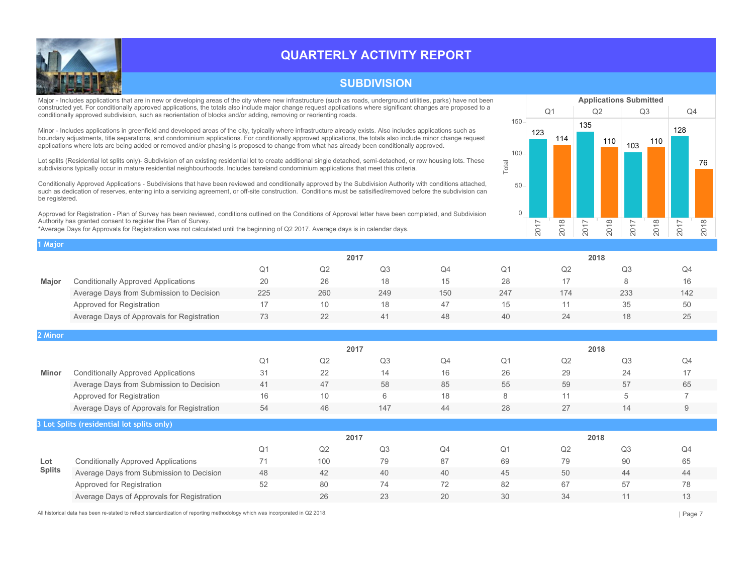# QUARTERLY ACTIVITY REPORT

## SUBDIVISION

Major - Includes applications that are in new or developing areas of the city where new infrastructure (such as roads, underground utilities, parks) have not been constructed yet. For conditionally approved applications, the totals also include major change request applications where significant changes are proposed to a conditionally approved subdivision, such as reorientation of blocks and/or adding, removing or reorienting roads.

Minor - Includes applications in greenfield and developed areas of the city, typically where infrastructure already exists. Also includes applications such as boundary adjustments, title separations, and condominium applications. For conditionally approved applications, the totals also include minor change request applications where lots are being added or removed and/or phasing is proposed to change from what has already been conditionally approved.

Lot splits (Residential lot splits only)- Subdivision of an existing residential lot to create additional single detached, semi-detached, or row housing lots. These subdivisions typically occur in mature residential neighbourhoods. Includes bareland condominium applications that meet this criteria.

Conditionally Approved Applications - Subdivisions that have been reviewed and conditionally approved by the Subdivision Authority with conditions attached, such as dedication of reserves, entering into a servicing agreement, or off-site construction. Conditions must be satisified/removed before the subdivision can be registered.

Approved for Registration - Plan of Survey has been reviewed, conditions outlined on the Conditions of Approval letter have been completed, and Subdivision Authority has granted consent to register the Plan of Survey.

*Average Days for Approvals for Registration was not calculated until the beginning of Q2 2017. Average days is in calendar days.

Applications Submitted

Q1 Q2 Q3 Q4

Total

150
100
50
0

123 114 135 110 103 110 128 76

2017 2018 2017 2018 2017 2018 2017 2018

### 1 Major

| | | 2017 Q1 | 2017 Q2 | 2017 Q3 | 2017 Q4 | 2018 Q1 | 2018 Q2 | 2018 Q3 | 2018 Q4 |
|---|---|---|---|---|---|---|---|---|---|
| **Major** | Conditionally Approved Applications | 20 | 26 | 18 | 15 | 28 | 17 | 8 | 16 |
| | Average Days from Submission to Decision | 225 | 260 | 249 | 150 | 247 | 174 | 233 | 142 |
| | Approved for Registration | 17 | 10 | 18 | 47 | 15 | 11 | 35 | 50 |
| | Average Days of Approvals for Registration | 73 | 22 | 41 | 48 | 40 | 24 | 18 | 25 |

### 2 Minor

| | | 2017 Q1 | 2017 Q2 | 2017 Q3 | 2017 Q4 | 2018 Q1 | 2018 Q2 | 2018 Q3 | 2018 Q4 |
|---|---|---|---|---|---|---|---|---|---|
| **Minor** | Conditionally Approved Applications | 31 | 22 | 14 | 16 | 26 | 29 | 24 | 17 |
| | Average Days from Submission to Decision | 41 | 47 | 58 | 85 | 55 | 59 | 57 | 65 |
| | Approved for Registration | 16 | 10 | 6 | 18 | 8 | 11 | 5 | 7 |
| | Average Days of Approvals for Registration | 54 | 46 | 147 | 44 | 28 | 27 | 14 | 9 |

### 3 Lot Splits (residential lot splits only)

| | | 2017 Q1 | 2017 Q2 | 2017 Q3 | 2017 Q4 | 2018 Q1 | 2018 Q2 | 2018 Q3 | 2018 Q4 |
|---|---|---|---|---|---|---|---|---|---|
| **Lot Splits** | Conditionally Approved Applications | 71 | 100 | 79 | 87 | 69 | 79 | 90 | 65 |
| | Average Days from Submission to Decision | 48 | 42 | 40 | 40 | 45 | 50 | 44 | 44 |
| | Approved for Registration | 52 | 80 | 74 | 72 | 82 | 67 | 57 | 78 |
| | Average Days of Approvals for Registration | | 26 | 23 | 20 | 30 | 34 | 11 | 13 |

All historical data has been re-stated to reflect standardization of reporting methodology which was incorporated in Q2 2018.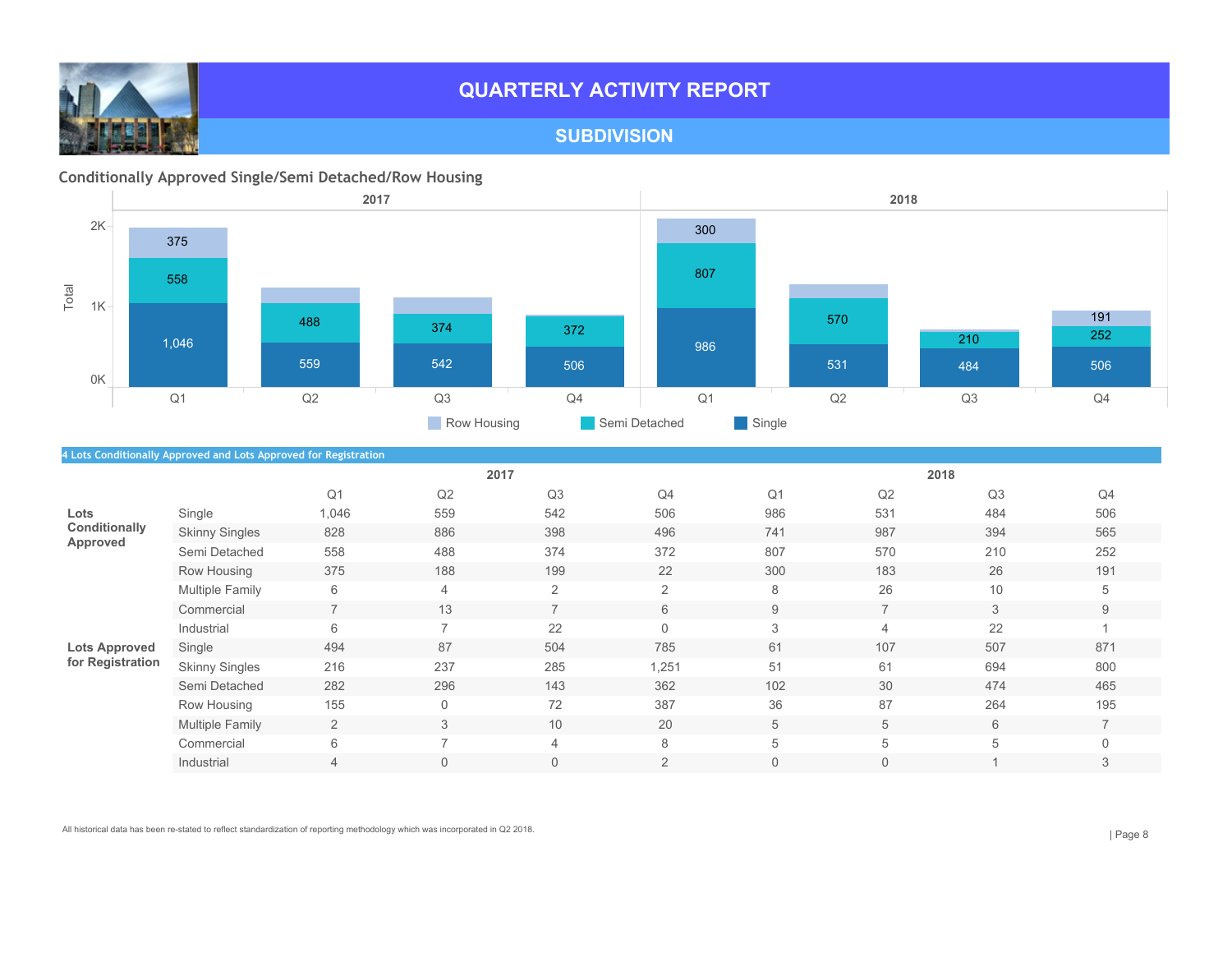# QUARTERLY ACTIVITY REPORT

## SUBDIVISION

### Conditionally Approved Single/Semi Detached/Row Housing

2017 | 2018

2K
1K
0K
Total

375
558
1,046

488
559

374
542

372
506

300
807
986

570
531

210
484

191
252
506

Q1 Q2 Q3 Q4 Q1 Q2 Q3 Q4

Row Housing | Semi Detached | Single

### 4 Lots Conditionally Approved and Lots Approved for Registration

| | | 2017 | | | | 2018 | | | |
|---|---|---|---|---|---|---|---|---|---|
| | | Q1 | Q2 | Q3 | Q4 | Q1 | Q2 | Q3 | Q4 |
| **Lots Conditionally Approved** | Single | 1,046 | 559 | 542 | 506 | 986 | 531 | 484 | 506 |
| | Skinny Singles | 828 | 886 | 398 | 496 | 741 | 987 | 394 | 565 |
| | Semi Detached | 558 | 488 | 374 | 372 | 807 | 570 | 210 | 252 |
| | Row Housing | 375 | 188 | 199 | 22 | 300 | 183 | 26 | 191 |
| | Multiple Family | 6 | 4 | 2 | 2 | 8 | 26 | 10 | 5 |
| | Commercial | 7 | 13 | 7 | 6 | 9 | 7 | 3 | 9 |
| | Industrial | 6 | 7 | 22 | 0 | 3 | 4 | 22 | 1 |
| **Lots Approved for Registration** | Single | 494 | 87 | 504 | 785 | 61 | 107 | 507 | 871 |
| | Skinny Singles | 216 | 237 | 285 | 1,251 | 51 | 61 | 694 | 800 |
| | Semi Detached | 282 | 296 | 143 | 362 | 102 | 30 | 474 | 465 |
| | Row Housing | 155 | 0 | 72 | 387 | 36 | 87 | 264 | 195 |
| | Multiple Family | 2 | 3 | 10 | 20 | 5 | 5 | 6 | 7 |
| | Commercial | 6 | 7 | 4 | 8 | 5 | 5 | 5 | 0 |
| | Industrial | 4 | 0 | 0 | 2 | 0 | 0 | 1 | 3 |

All historical data has been re-stated to reflect standardization of reporting methodology which was incorporated in Q2 2018.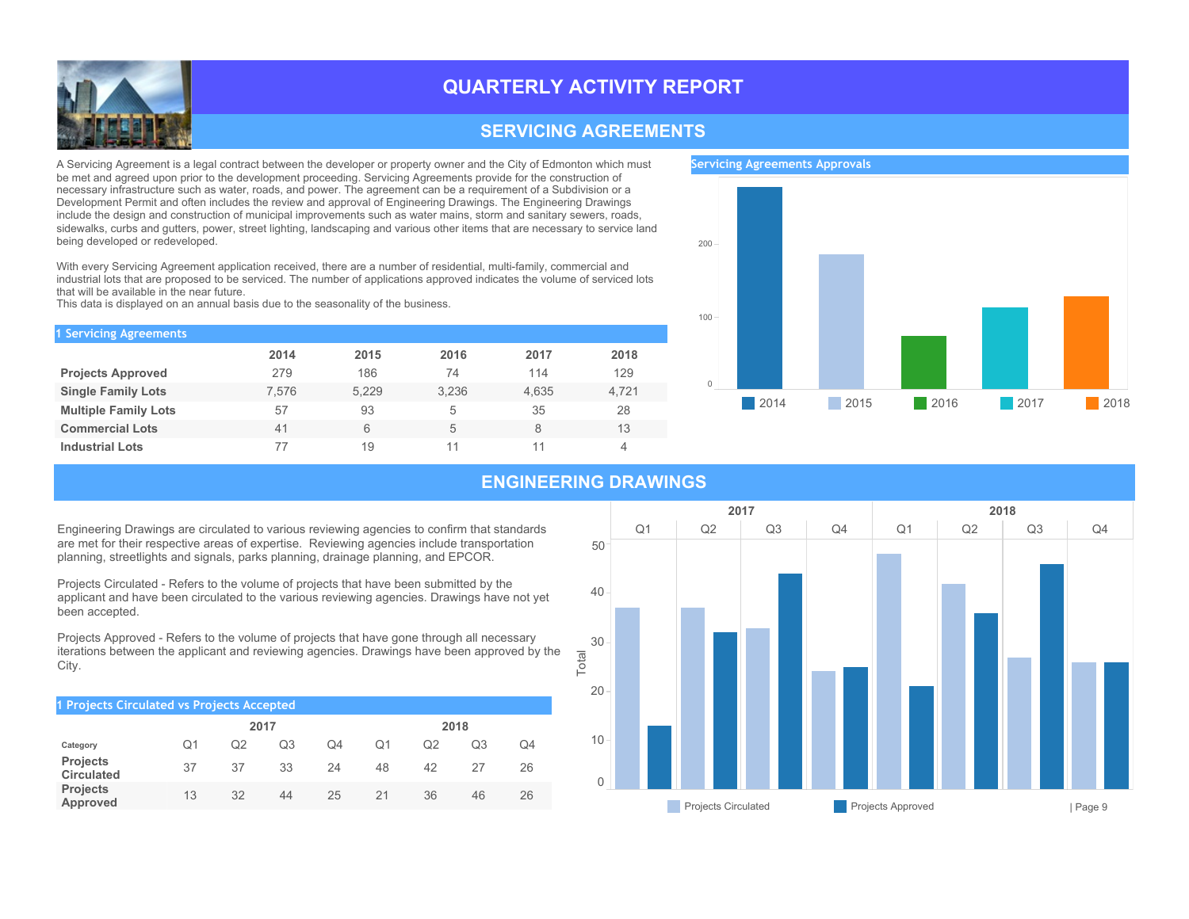# QUARTERLY ACTIVITY REPORT

## SERVICING AGREEMENTS

A Servicing Agreement is a legal contract between the developer or property owner and the City of Edmonton which must be met and agreed upon prior to the development proceeding. Servicing Agreements provide for the construction of necessary infrastructure such as water, roads, and power. The agreement can be a requirement of a Subdivision or a Development Permit and often includes the review and approval of Engineering Drawings. The Engineering Drawings include the design and construction of municipal improvements such as water mains, storm and sanitary sewers, roads, sidewalks, curbs and gutters, power, street lighting, landscaping and various other items that are necessary to service land being developed or redeveloped.

With every Servicing Agreement application received, there are a number of residential, multi-family, commercial and industrial lots that are proposed to be serviced. The number of applications approved indicates the volume of serviced lots that will be available in the near future.
This data is displayed on an annual basis due to the seasonality of the business.

### 1 Servicing Agreements

| | 2014 | 2015 | 2016 | 2017 | 2018 |
|---|---|---|---|---|---|
| **Projects Approved** | 279 | 186 | 74 | 114 | 129 |
| **Single Family Lots** | 7,576 | 5,229 | 3,236 | 4,635 | 4,721 |
| **Multiple Family Lots** | 57 | 93 | 5 | 35 | 28 |
| **Commercial Lots** | 41 | 6 | 5 | 8 | 13 |
| **Industrial Lots** | 77 | 19 | 11 | 11 | 4 |

Servicing Agreements Approvals

200
100
0

2014 2015 2016 2017 2018

## ENGINEERING DRAWINGS

Engineering Drawings are circulated to various reviewing agencies to confirm that standards are met for their respective areas of expertise. Reviewing agencies include transportation planning, streetlights and signals, parks planning, drainage planning, and EPCOR.

Projects Circulated - Refers to the volume of projects that have been submitted by the applicant and have been circulated to the various reviewing agencies. Drawings have not yet been accepted.

Projects Approved - Refers to the volume of projects that have gone through all necessary iterations between the applicant and reviewing agencies. Drawings have been approved by the City.

### 1 Projects Circulated vs Projects Accepted

| | 2017 | | | | 2018 | | | |
|---|---|---|---|---|---|---|---|---|
| Category | Q1 | Q2 | Q3 | Q4 | Q1 | Q2 | Q3 | Q4 |
| **Projects Circulated** | 37 | 37 | 33 | 24 | 48 | 42 | 27 | 26 |
| **Projects Approved** | 13 | 32 | 44 | 25 | 21 | 36 | 46 | 26 |

2017 2018

Q1 Q2 Q3 Q4 Q1 Q2 Q3 Q4

Total

50
40
30
20
10
0

Projects Circulated   Projects Approved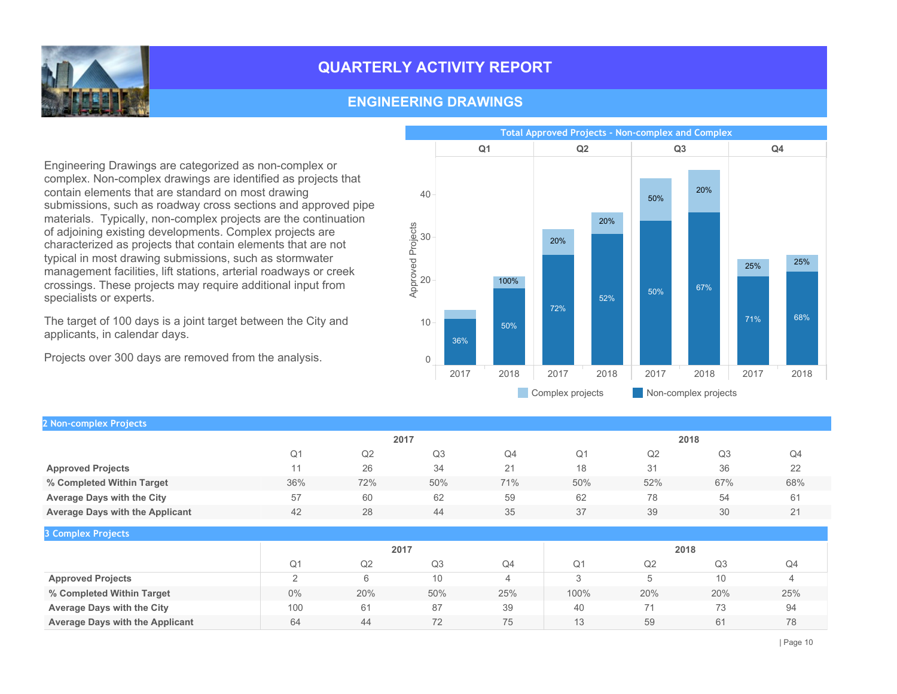# QUARTERLY ACTIVITY REPORT

## ENGINEERING DRAWINGS

Engineering Drawings are categorized as non-complex or complex. Non-complex drawings are identified as projects that contain elements that are standard on most drawing submissions, such as roadway cross sections and approved pipe materials. Typically, non-complex projects are the continuation of adjoining existing developments. Complex projects are characterized as projects that contain elements that are not typical in most drawing submissions, such as stormwater management facilities, lift stations, arterial roadways or creek crossings. These projects may require additional input from specialists or experts.

The target of 100 days is a joint target between the City and applicants, in calendar days.

Projects over 300 days are removed from the analysis.

**Total Approved Projects - Non-complex and Complex**

Q1 Q2 Q3 Q4

Approved Projects

0 10 20 30 40

2017 2018 2017 2018 2017 2018 2017 2018

36% 50% 100% 72% 20% 52% 20% 50% 50% 67% 20% 71% 25% 68% 25%

Complex projects
Non-complex projects

### 2 Non-complex Projects

| | 2017 | | | | 2018 | | | |
|---|---|---|---|---|---|---|---|---|
| | Q1 | Q2 | Q3 | Q4 | Q1 | Q2 | Q3 | Q4 |
| **Approved Projects** | 11 | 26 | 34 | 21 | 18 | 31 | 36 | 22 |
| **% Completed Within Target** | 36% | 72% | 50% | 71% | 50% | 52% | 67% | 68% |
| **Average Days with the City** | 57 | 60 | 62 | 59 | 62 | 78 | 54 | 61 |
| **Average Days with the Applicant** | 42 | 28 | 44 | 35 | 37 | 39 | 30 | 21 |

### 3 Complex Projects

| | 2017 | | | | 2018 | | | |
|---|---|---|---|---|---|---|---|---|
| | Q1 | Q2 | Q3 | Q4 | Q1 | Q2 | Q3 | Q4 |
| **Approved Projects** | 2 | 6 | 10 | 4 | 3 | 5 | 10 | 4 |
| **% Completed Within Target** | 0% | 20% | 50% | 25% | 100% | 20% | 20% | 25% |
| **Average Days with the City** | 100 | 61 | 87 | 39 | 40 | 71 | 73 | 94 |
| **Average Days with the Applicant** | 64 | 44 | 72 | 75 | 13 | 59 | 61 | 78 |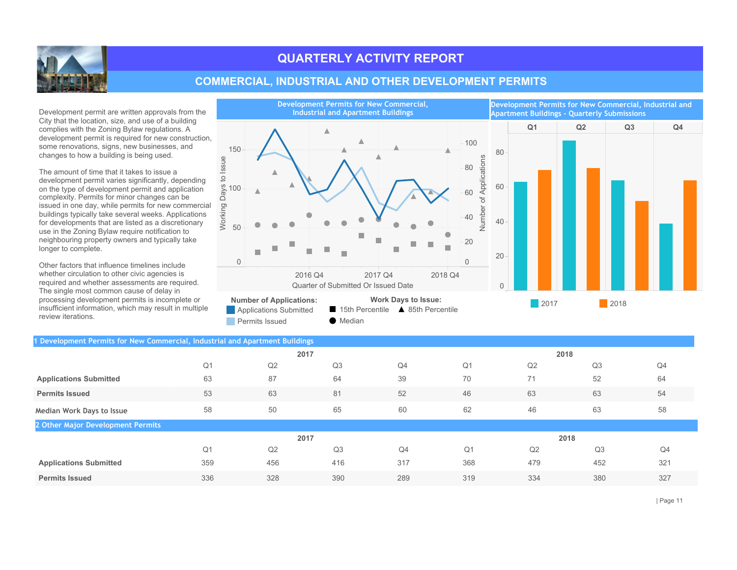# QUARTERLY ACTIVITY REPORT

## COMMERCIAL, INDUSTRIAL AND OTHER DEVELOPMENT PERMITS

Development permit are written approvals from the City that the location, size, and use of a building complies with the Zoning Bylaw regulations. A development permit is required for new construction, some renovations, signs, new businesses, and changes to how a building is being used.

The amount of time that it takes to issue a development permit varies significantly, depending on the type of development permit and application complexity. Permits for minor changes can be issued in one day, while permits for new commercial buildings typically take several weeks. Applications for developments that are listed as a discretionary use in the Zoning Bylaw require notification to neighbouring property owners and typically take longer to complete.

Other factors that influence timelines include whether circulation to other civic agencies is required and whether assessments are required. The single most common cause of delay in processing development permits is incomplete or insufficient information, which may result in multiple review iterations.

**Development Permits for New Commercial, Industrial and Apartment Buildings**

Working Days to Issue
150
100
50
0

Number of Applications
100
80
60
40
20
0

2016 Q4
2017 Q4
2018 Q4
Quarter of Submitted Or Issued Date

Number of Applications:
Applications Submitted
Permits Issued

Work Days to Issue:
15th Percentile
85th Percentile
Median

**Development Permits for New Commercial, Industrial and Apartment Buildings - Quarterly Submissions**

Q1 Q2 Q3 Q4
80
60
40
20
0

2017
2018

### 1 Development Permits for New Commercial, Industrial and Apartment Buildings

| | 2017 | | | | 2018 | | | |
|---|---|---|---|---|---|---|---|---|
| | Q1 | Q2 | Q3 | Q4 | Q1 | Q2 | Q3 | Q4 |
| **Applications Submitted** | 63 | 87 | 64 | 39 | 70 | 71 | 52 | 64 |
| **Permits Issued** | 53 | 63 | 81 | 52 | 46 | 63 | 63 | 54 |
| **Median Work Days to Issue** | 58 | 50 | 65 | 60 | 62 | 46 | 63 | 58 |

### 2 Other Major Development Permits

| | 2017 | | | | 2018 | | | |
|---|---|---|---|---|---|---|---|---|
| | Q1 | Q2 | Q3 | Q4 | Q1 | Q2 | Q3 | Q4 |
| **Applications Submitted** | 359 | 456 | 416 | 317 | 368 | 479 | 452 | 321 |
| **Permits Issued** | 336 | 328 | 390 | 289 | 319 | 334 | 380 | 327 |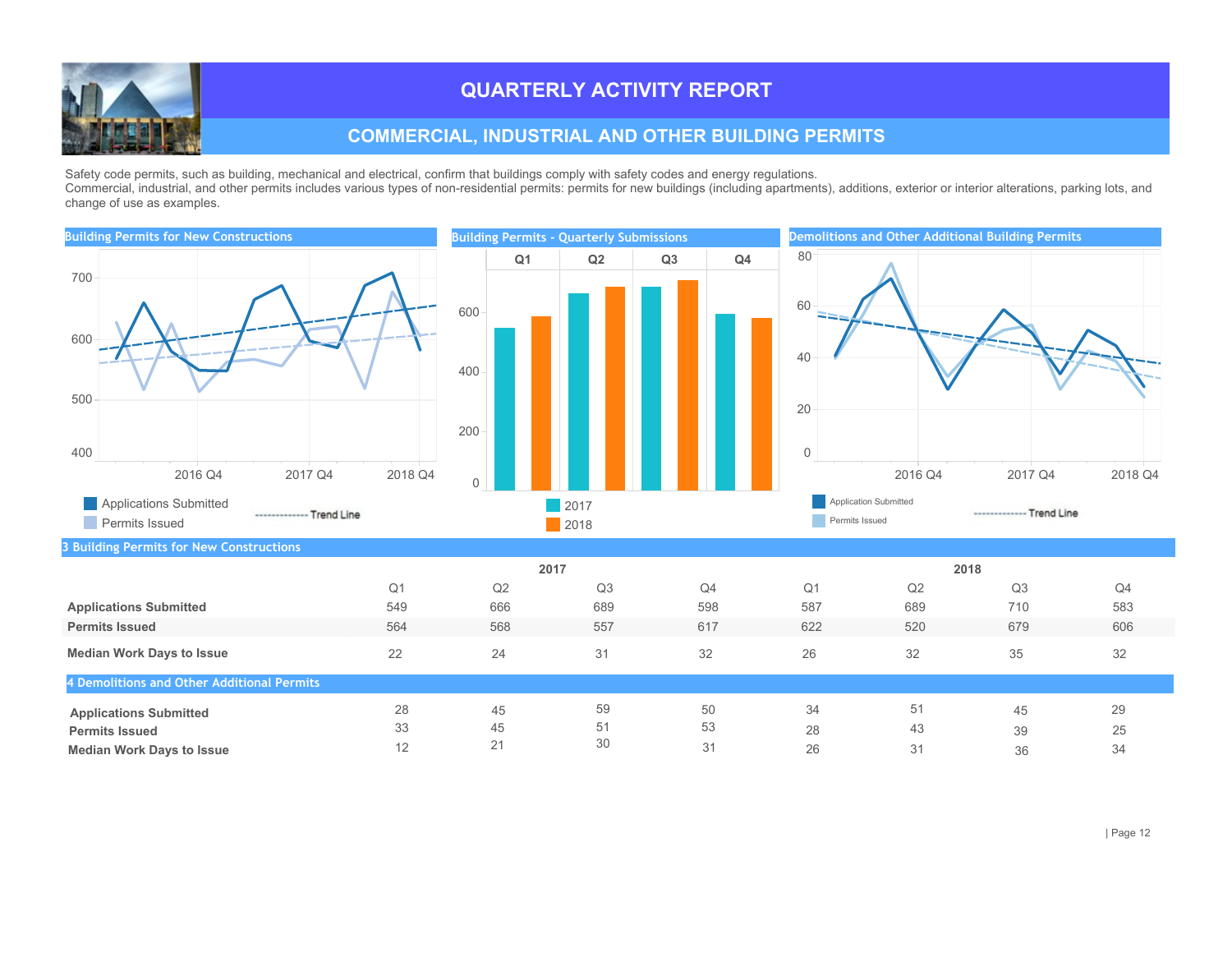# QUARTERLY ACTIVITY REPORT

## COMMERCIAL, INDUSTRIAL AND OTHER BUILDING PERMITS

Safety code permits, such as building, mechanical and electrical, confirm that buildings comply with safety codes and energy regulations.
Commercial, industrial, and other permits includes various types of non-residential permits: permits for new buildings (including apartments), additions, exterior or interior alterations, parking lots, and change of use as examples.

### Building Permits for New Constructions

700
600
500
400
2016 Q4
2017 Q4
2018 Q4

Applications Submitted
Permits Issued
Trend Line

### Building Permits - Quarterly Submissions

Q1
Q2
Q3
Q4
600
400
200
0

2017
2018

### Demolitions and Other Additional Building Permits

80
60
40
20
0
2016 Q4
2017 Q4
2018 Q4

Application Submitted
Permits Issued
Trend Line

### 3 Building Permits for New Constructions

| | 2017 | | | | 2018 | | | |
|---|---|---|---|---|---|---|---|---|
| | Q1 | Q2 | Q3 | Q4 | Q1 | Q2 | Q3 | Q4 |
| **Applications Submitted** | 549 | 666 | 689 | 598 | 587 | 689 | 710 | 583 |
| **Permits Issued** | 564 | 568 | 557 | 617 | 622 | 520 | 679 | 606 |
| **Median Work Days to Issue** | 22 | 24 | 31 | 32 | 26 | 32 | 35 | 32 |

### 4 Demolitions and Other Additional Permits

| | | | | | | | | |
|---|---|---|---|---|---|---|---|---|
| **Applications Submitted** | 28 | 45 | 59 | 50 | 34 | 51 | 45 | 29 |
| **Permits Issued** | 33 | 45 | 51 | 53 | 28 | 43 | 39 | 25 |
| **Median Work Days to Issue** | 12 | 21 | 30 | 31 | 26 | 31 | 36 | 34 |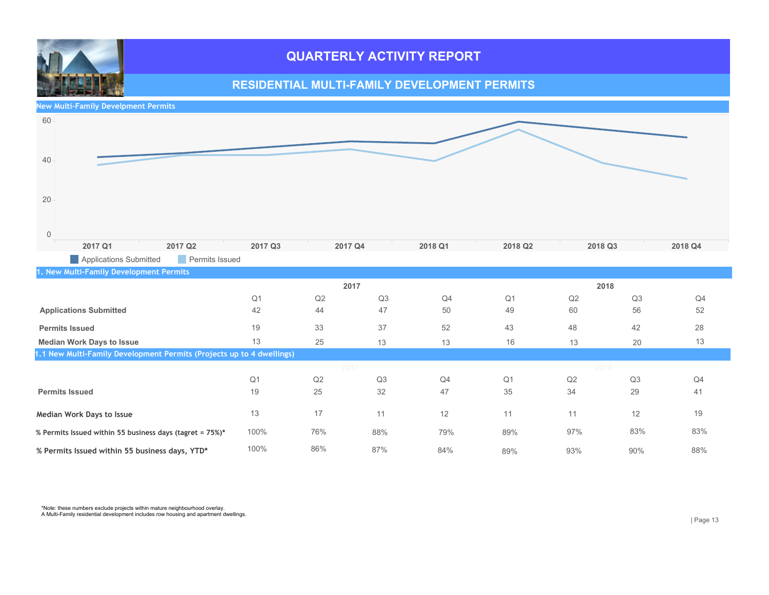# QUARTERLY ACTIVITY REPORT

## RESIDENTIAL MULTI-FAMILY DEVELOPMENT PERMITS

### New Multi-Family Develpment Permits

60
40
20
0

2017 Q1 2017 Q2 2017 Q3 2017 Q4 2018 Q1 2018 Q2 2018 Q3 2018 Q4

Applications Submitted   Permits Issued

### 1. New Multi-Family Development Permits

| | 2017 | | | | 2018 | | | |
|---|---|---|---|---|---|---|---|---|
| | Q1 | Q2 | Q3 | Q4 | Q1 | Q2 | Q3 | Q4 |
| **Applications Submitted** | 42 | 44 | 47 | 50 | 49 | 60 | 56 | 52 |
| **Permits Issued** | 19 | 33 | 37 | 52 | 43 | 48 | 42 | 28 |
| **Median Work Days to Issue** | 13 | 25 | 13 | 13 | 16 | 13 | 20 | 13 |

### 1.1 New Multi-Family Development Permits (Projects up to 4 dwellings)

| | 2017 | | | | 2018 | | | |
|---|---|---|---|---|---|---|---|---|
| | Q1 | Q2 | Q3 | Q4 | Q1 | Q2 | Q3 | Q4 |
| **Permits Issued** | 19 | 25 | 32 | 47 | 35 | 34 | 29 | 41 |
| **Median Work Days to Issue** | 13 | 17 | 11 | 12 | 11 | 11 | 12 | 19 |
| **% Permits Issued within 55 business days (tagret = 75%)*** | 100% | 76% | 88% | 79% | 89% | 97% | 83% | 83% |
| **% Permits Issued within 55 business days, YTD*** | 100% | 86% | 87% | 84% | 89% | 93% | 90% | 88% |

*Note: these numbers exclude projects within mature neighbourhood overlay.
A Multi-Family residential development includes row housing and apartment dwellings.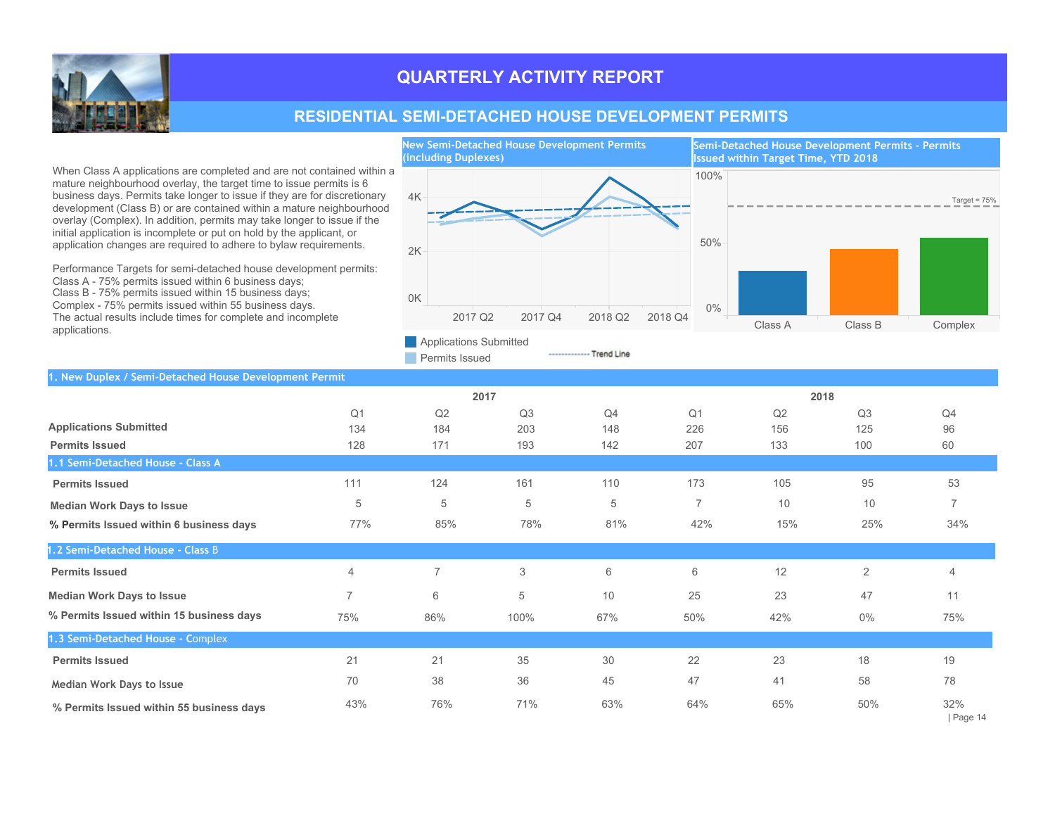# QUARTERLY ACTIVITY REPORT

## RESIDENTIAL SEMI-DETACHED HOUSE DEVELOPMENT PERMITS

When Class A applications are completed and are not contained within a mature neighbourhood overlay, the target time to issue permits is 6 business days. Permits take longer to issue if they are for discretionary development (Class B) or are contained within a mature neighbourhood overlay (Complex). In addition, permits may take longer to issue if the initial application is incomplete or put on hold by the applicant, or application changes are required to adhere to bylaw requirements.

Performance Targets for semi-detached house development permits:
Class A - 75% permits issued within 6 business days;
Class B - 75% permits issued within 15 business days;
Complex - 75% permits issued within 55 business days.
The actual results include times for complete and incomplete applications.

**New Semi-Detached House Development Permits (including Duplexes)**

4K
2K
0K
2017 Q2
2017 Q4
2018 Q2
2018 Q4

Applications Submitted
Permits Issued
Trend Line

**Semi-Detached House Development Permits - Permits Issued within Target Time, YTD 2018**

100%
50%
0%
Target = 75%
Class A
Class B
Complex

### 1. New Duplex / Semi-Detached House Development Permit

| | 2017 | | | | 2018 | | | |
|---|---|---|---|---|---|---|---|---|
| | Q1 | Q2 | Q3 | Q4 | Q1 | Q2 | Q3 | Q4 |
| **Applications Submitted** | 134 | 184 | 203 | 148 | 226 | 156 | 125 | 96 |
| **Permits Issued** | 128 | 171 | 193 | 142 | 207 | 133 | 100 | 60 |
| **1.1 Semi-Detached House - Class A** | | | | | | | | |
| **Permits Issued** | 111 | 124 | 161 | 110 | 173 | 105 | 95 | 53 |
| **Median Work Days to Issue** | 5 | 5 | 5 | 5 | 7 | 10 | 10 | 7 |
| **% Permits Issued within 6 business days** | 77% | 85% | 78% | 81% | 42% | 15% | 25% | 34% |
| **1.2 Semi-Detached House - Class B** | | | | | | | | |
| **Permits Issued** | 4 | 7 | 3 | 6 | 6 | 12 | 2 | 4 |
| **Median Work Days to Issue** | 7 | 6 | 5 | 10 | 25 | 23 | 47 | 11 |
| **% Permits Issued within 15 business days** | 75% | 86% | 100% | 67% | 50% | 42% | 0% | 75% |
| **1.3 Semi-Detached House - Complex** | | | | | | | | |
| **Permits Issued** | 21 | 21 | 35 | 30 | 22 | 23 | 18 | 19 |
| **Median Work Days to Issue** | 70 | 38 | 36 | 45 | 47 | 41 | 58 | 78 |
| **% Permits Issued within 55 business days** | 43% | 76% | 71% | 63% | 64% | 65% | 50% | 32% |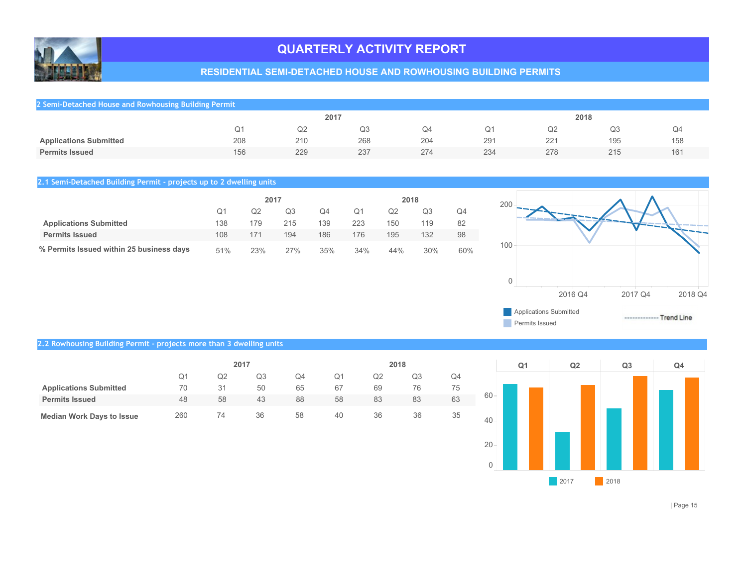# QUARTERLY ACTIVITY REPORT

## RESIDENTIAL SEMI-DETACHED HOUSE AND ROWHOUSING BUILDING PERMITS

### 2 Semi-Detached House and Rowhousing Building Permit

| | 2017 | | | | 2018 | | | |
|---|---|---|---|---|---|---|---|---|
| | Q1 | Q2 | Q3 | Q4 | Q1 | Q2 | Q3 | Q4 |
| **Applications Submitted** | 208 | 210 | 268 | 204 | 291 | 221 | 195 | 158 |
| **Permits Issued** | 156 | 229 | 237 | 274 | 234 | 278 | 215 | 161 |

### 2.1 Semi-Detached Building Permit - projects up to 2 dwelling units

| | 2017 | | | | 2018 | | | |
|---|---|---|---|---|---|---|---|---|
| | Q1 | Q2 | Q3 | Q4 | Q1 | Q2 | Q3 | Q4 |
| **Applications Submitted** | 138 | 179 | 215 | 139 | 223 | 150 | 119 | 82 |
| **Permits Issued** | 108 | 171 | 194 | 186 | 176 | 195 | 132 | 98 |
| **% Permits Issued within 25 business days** | 51% | 23% | 27% | 35% | 34% | 44% | 30% | 60% |

200
100
0
2016 Q4
2017 Q4
2018 Q4
Applications Submitted
Permits Issued
Trend Line

### 2.2 Rowhousing Building Permit - projects more than 3 dwelling units

| | 2017 | | | | 2018 | | | |
|---|---|---|---|---|---|---|---|---|
| | Q1 | Q2 | Q3 | Q4 | Q1 | Q2 | Q3 | Q4 |
| **Applications Submitted** | 70 | 31 | 50 | 65 | 67 | 69 | 76 | 75 |
| **Permits Issued** | 48 | 58 | 43 | 88 | 58 | 83 | 83 | 63 |
| **Median Work Days to Issue** | 260 | 74 | 36 | 58 | 40 | 36 | 36 | 35 |

Q1
Q2
Q3
Q4
60
40
20
0
2017
2018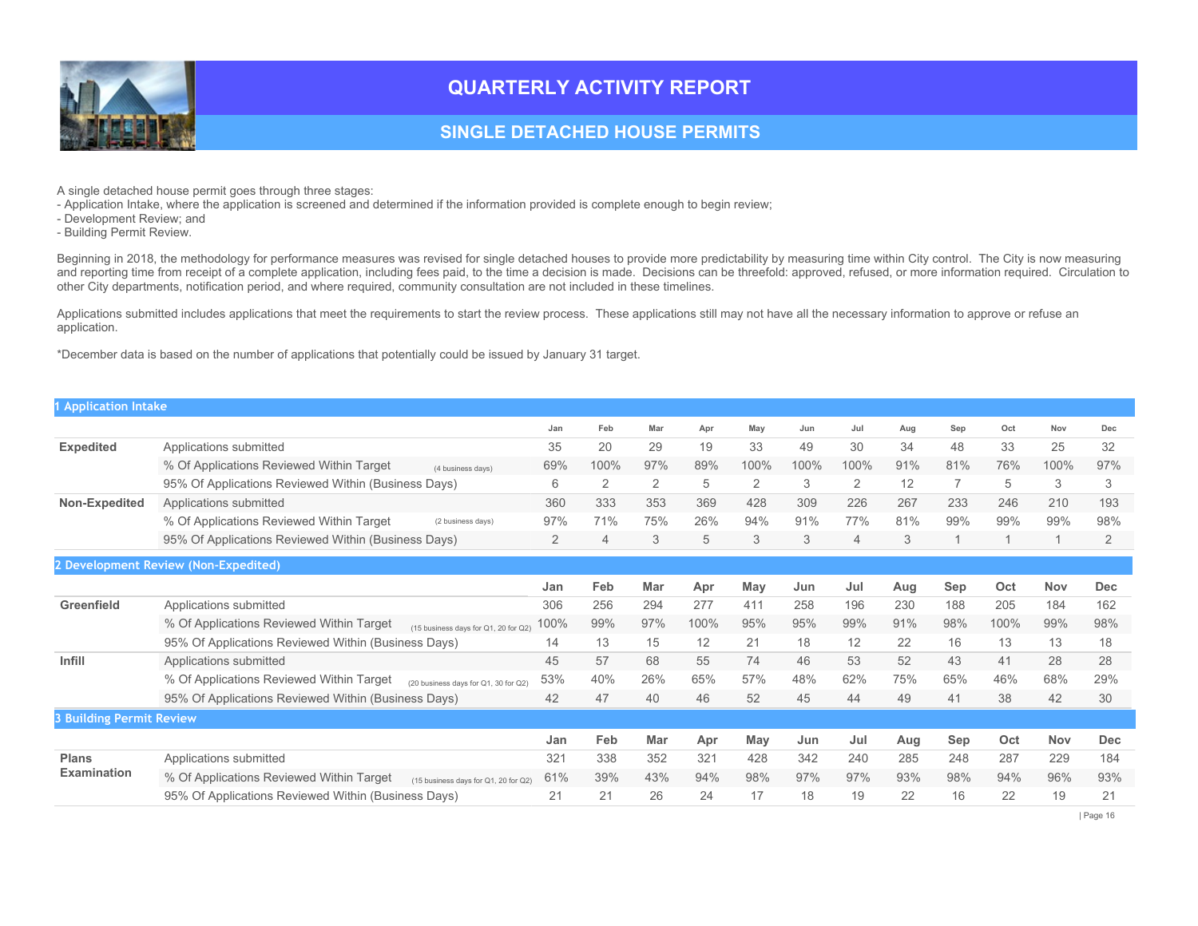# QUARTERLY ACTIVITY REPORT

## SINGLE DETACHED HOUSE PERMITS

A single detached house permit goes through three stages:
- Application Intake, where the application is screened and determined if the information provided is complete enough to begin review;
- Development Review; and
- Building Permit Review.

Beginning in 2018, the methodology for performance measures was revised for single detached houses to provide more predictability by measuring time within City control. The City is now measuring and reporting time from receipt of a complete application, including fees paid, to the time a decision is made. Decisions can be threefold: approved, refused, or more information required. Circulation to other City departments, notification period, and where required, community consultation are not included in these timelines.

Applications submitted includes applications that meet the requirements to start the review process. These applications still may not have all the necessary information to approve or refuse an application.

*December data is based on the number of applications that potentially could be issued by January 31 target.

### 1 Application Intake

| | | Jan | Feb | Mar | Apr | May | Jun | Jul | Aug | Sep | Oct | Nov | Dec |
|---|---|---|---|---|---|---|---|---|---|---|---|---|---|
| **Expedited** | Applications submitted | 35 | 20 | 29 | 19 | 33 | 49 | 30 | 34 | 48 | 33 | 25 | 32 |
| | % Of Applications Reviewed Within Target (4 business days) | 69% | 100% | 97% | 89% | 100% | 100% | 100% | 91% | 81% | 76% | 100% | 97% |
| | 95% Of Applications Reviewed Within (Business Days) | 6 | 2 | 2 | 5 | 2 | 3 | 2 | 12 | 7 | 5 | 3 | 3 |
| **Non-Expedited** | Applications submitted | 360 | 333 | 353 | 369 | 428 | 309 | 226 | 267 | 233 | 246 | 210 | 193 |
| | % Of Applications Reviewed Within Target (2 business days) | 97% | 71% | 75% | 26% | 94% | 91% | 77% | 81% | 99% | 99% | 99% | 98% |
| | 95% Of Applications Reviewed Within (Business Days) | 2 | 4 | 3 | 5 | 3 | 3 | 4 | 3 | 1 | 1 | 1 | 2 |

### 2 Development Review (Non-Expedited)

| | | Jan | Feb | Mar | Apr | May | Jun | Jul | Aug | Sep | Oct | Nov | Dec |
|---|---|---|---|---|---|---|---|---|---|---|---|---|---|
| **Greenfield** | Applications submitted | 306 | 256 | 294 | 277 | 411 | 258 | 196 | 230 | 188 | 205 | 184 | 162 |
| | % Of Applications Reviewed Within Target (15 business days for Q1, 20 for Q2) | 100% | 99% | 97% | 100% | 95% | 95% | 99% | 91% | 98% | 100% | 99% | 98% |
| | 95% Of Applications Reviewed Within (Business Days) | 14 | 13 | 15 | 12 | 21 | 18 | 12 | 22 | 16 | 13 | 13 | 18 |
| **Infill** | Applications submitted | 45 | 57 | 68 | 55 | 74 | 46 | 53 | 52 | 43 | 41 | 28 | 28 |
| | % Of Applications Reviewed Within Target (20 business days for Q1, 30 for Q2) | 53% | 40% | 26% | 65% | 57% | 48% | 62% | 75% | 65% | 46% | 68% | 29% |
| | 95% Of Applications Reviewed Within (Business Days) | 42 | 47 | 40 | 46 | 52 | 45 | 44 | 49 | 41 | 38 | 42 | 30 |

### 3 Building Permit Review

| | | Jan | Feb | Mar | Apr | May | Jun | Jul | Aug | Sep | Oct | Nov | Dec |
|---|---|---|---|---|---|---|---|---|---|---|---|---|---|
| **Plans Examination** | Applications submitted | 321 | 338 | 352 | 321 | 428 | 342 | 240 | 285 | 248 | 287 | 229 | 184 |
| | % Of Applications Reviewed Within Target (15 business days for Q1, 20 for Q2) | 61% | 39% | 43% | 94% | 98% | 97% | 97% | 93% | 98% | 94% | 96% | 93% |
| | 95% Of Applications Reviewed Within (Business Days) | 21 | 21 | 26 | 24 | 17 | 18 | 19 | 22 | 16 | 22 | 19 | 21 |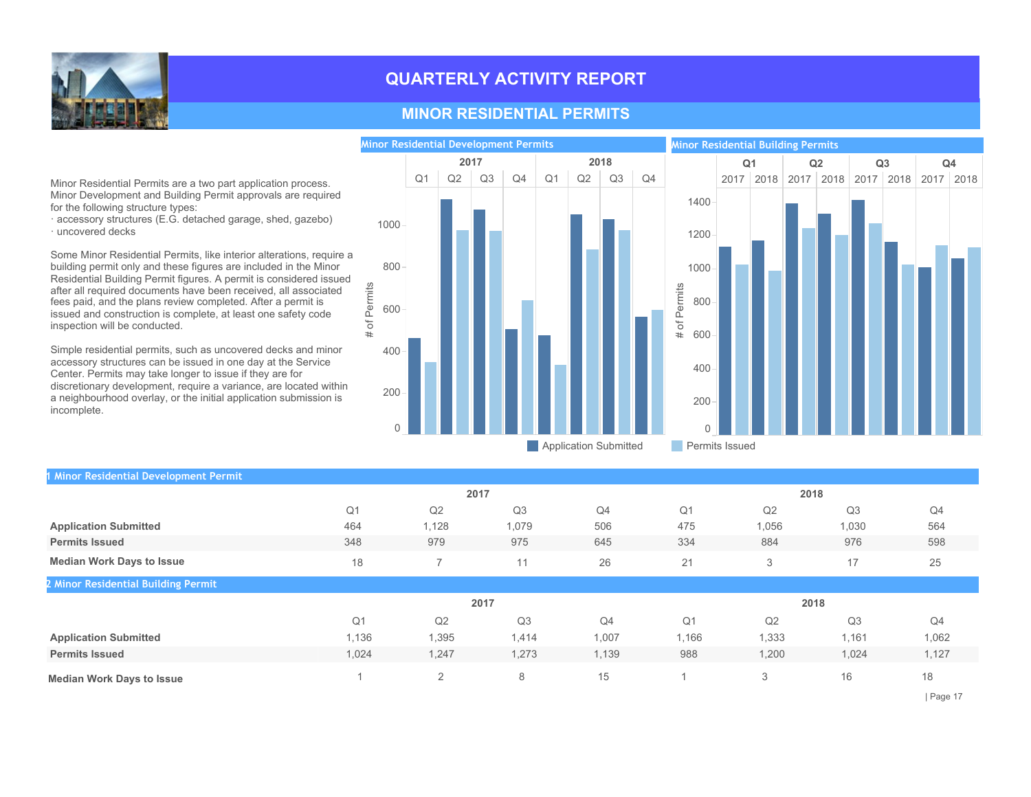# QUARTERLY ACTIVITY REPORT

## MINOR RESIDENTIAL PERMITS

Minor Residential Permits are a two part application process. Minor Development and Building Permit approvals are required for the following structure types:

- accessory structures (E.G. detached garage, shed, gazebo)
- uncovered decks

Some Minor Residential Permits, like interior alterations, require a building permit only and these figures are included in the Minor Residential Building Permit figures. A permit is considered issued after all required documents have been received, all associated fees paid, and the plans review completed. After a permit is issued and construction is complete, at least one safety code inspection will be conducted.

Simple residential permits, such as uncovered decks and minor accessory structures can be issued in one day at the Service Center. Permits may take longer to issue if they are for discretionary development, require a variance, are located within a neighbourhood overlay, or the initial application submission is incomplete.

Minor Residential Development Permits

2017 | 2018

Q1 Q2 Q3 Q4 Q1 Q2 Q3 Q4

# of Permits

0 200 400 600 800 1000

Minor Residential Building Permits

Q1 Q2 Q3 Q4

2017 2018 2017 2018 2017 2018 2017 2018

# of Permits

0 200 400 600 800 1000 1200 1400

Application Submitted | Permits Issued

### 1 Minor Residential Development Permit

| | 2017 | | | | 2018 | | | |
|---|---|---|---|---|---|---|---|---|
| | Q1 | Q2 | Q3 | Q4 | Q1 | Q2 | Q3 | Q4 |
| **Application Submitted** | 464 | 1,128 | 1,079 | 506 | 475 | 1,056 | 1,030 | 564 |
| **Permits Issued** | 348 | 979 | 975 | 645 | 334 | 884 | 976 | 598 |
| **Median Work Days to Issue** | 18 | 7 | 11 | 26 | 21 | 3 | 17 | 25 |

### 2 Minor Residential Building Permit

| | 2017 | | | | 2018 | | | |
|---|---|---|---|---|---|---|---|---|
| | Q1 | Q2 | Q3 | Q4 | Q1 | Q2 | Q3 | Q4 |
| **Application Submitted** | 1,136 | 1,395 | 1,414 | 1,007 | 1,166 | 1,333 | 1,161 | 1,062 |
| **Permits Issued** | 1,024 | 1,247 | 1,273 | 1,139 | 988 | 1,200 | 1,024 | 1,127 |
| **Median Work Days to Issue** | 1 | 2 | 8 | 15 | 1 | 3 | 16 | 18 |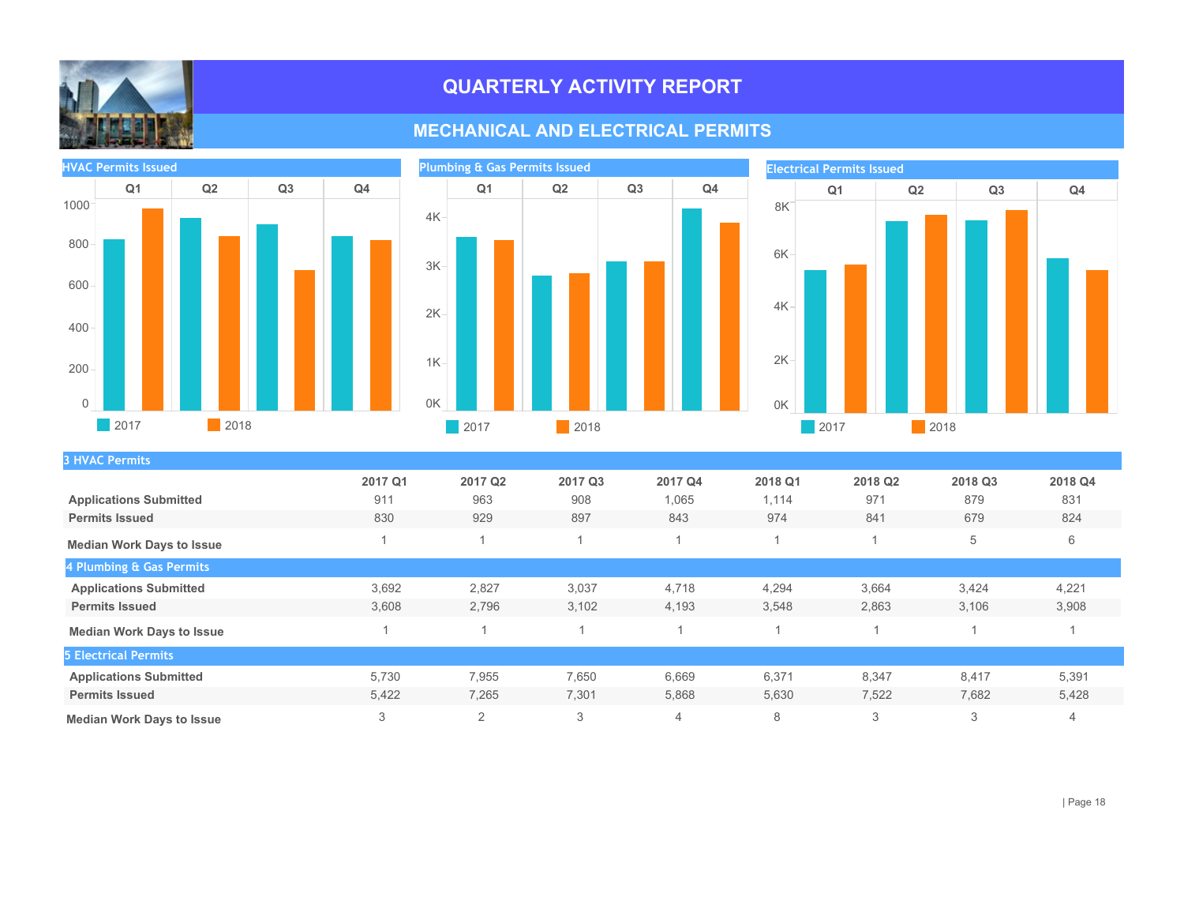# QUARTERLY ACTIVITY REPORT

## MECHANICAL AND ELECTRICAL PERMITS

HVAC Permits Issued

Q1 Q2 Q3 Q4

1000
800
600
400
200
0

2017 2018

Plumbing & Gas Permits Issued

Q1 Q2 Q3 Q4

4K
3K
2K
1K
0K

2017 2018

Electrical Permits Issued

Q1 Q2 Q3 Q4

8K
6K
4K
2K
0K

2017 2018

| | 2017 Q1 | 2017 Q2 | 2017 Q3 | 2017 Q4 | 2018 Q1 | 2018 Q2 | 2018 Q3 | 2018 Q4 |
|---|---|---|---|---|---|---|---|---|
| **3 HVAC Permits** | | | | | | | | |
| **Applications Submitted** | 911 | 963 | 908 | 1,065 | 1,114 | 971 | 879 | 831 |
| **Permits Issued** | 830 | 929 | 897 | 843 | 974 | 841 | 679 | 824 |
| **Median Work Days to Issue** | 1 | 1 | 1 | 1 | 1 | 1 | 5 | 6 |
| **4 Plumbing & Gas Permits** | | | | | | | | |
| **Applications Submitted** | 3,692 | 2,827 | 3,037 | 4,718 | 4,294 | 3,664 | 3,424 | 4,221 |
| **Permits Issued** | 3,608 | 2,796 | 3,102 | 4,193 | 3,548 | 2,863 | 3,106 | 3,908 |
| **Median Work Days to Issue** | 1 | 1 | 1 | 1 | 1 | 1 | 1 | 1 |
| **5 Electrical Permits** | | | | | | | | |
| **Applications Submitted** | 5,730 | 7,955 | 7,650 | 6,669 | 6,371 | 8,347 | 8,417 | 5,391 |
| **Permits Issued** | 5,422 | 7,265 | 7,301 | 5,868 | 5,630 | 7,522 | 7,682 | 5,428 |
| **Median Work Days to Issue** | 3 | 2 | 3 | 4 | 8 | 3 | 3 | 4 |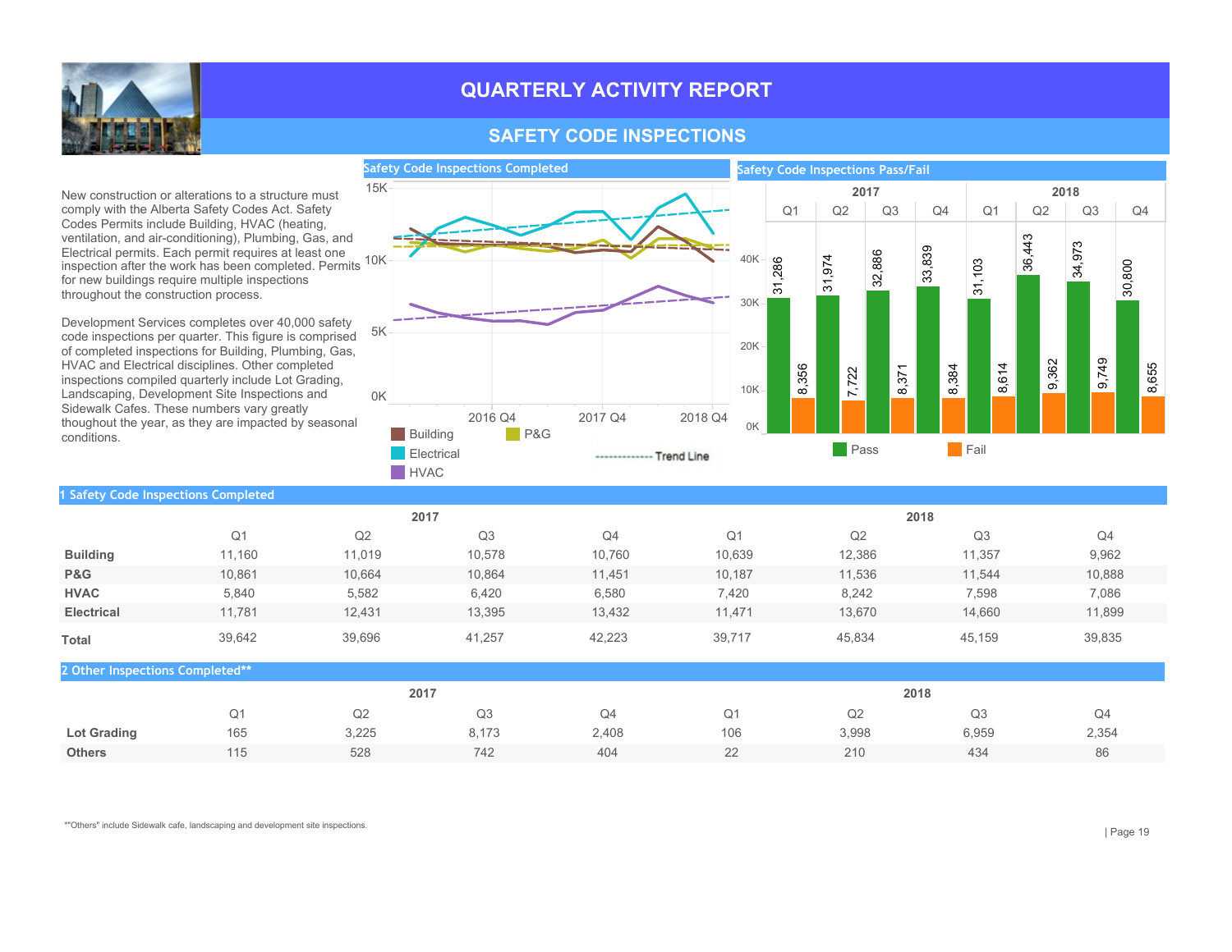# QUARTERLY ACTIVITY REPORT

## SAFETY CODE INSPECTIONS

New construction or alterations to a structure must comply with the Alberta Safety Codes Act. Safety Codes Permits include Building, HVAC (heating, ventilation, and air-conditioning), Plumbing, Gas, and Electrical permits. Each permit requires at least one inspection after the work has been completed. Permits for new buildings require multiple inspections throughout the construction process.

Development Services completes over 40,000 safety code inspections per quarter. This figure is comprised of completed inspections for Building, Plumbing, Gas, HVAC and Electrical disciplines. Other completed inspections compiled quarterly include Lot Grading, Landscaping, Development Site Inspections and Sidewalk Cafes. These numbers vary greatly thoughout the year, as they are impacted by seasonal conditions.

**Safety Code Inspections Completed**

15K
10K
5K
0K
2016 Q4
2017 Q4
2018 Q4
Building
P&G
Electrical
HVAC
Trend Line

**Safety Code Inspections Pass/Fail**

2017
2018
Q1 Q2 Q3 Q4 Q1 Q2 Q3 Q4
40K
30K
20K
10K
0K
31,286 8,356
31,974 7,722
32,886 8,371
33,839 8,384
31,103 8,614
36,443 9,362
34,973 9,749
30,800 8,655
Pass
Fail

### 1 Safety Code Inspections Completed

| | 2017 | | | | 2018 | | | |
|---|---|---|---|---|---|---|---|---|
| | Q1 | Q2 | Q3 | Q4 | Q1 | Q2 | Q3 | Q4 |
| **Building** | 11,160 | 11,019 | 10,578 | 10,760 | 10,639 | 12,386 | 11,357 | 9,962 |
| **P&G** | 10,861 | 10,664 | 10,864 | 11,451 | 10,187 | 11,536 | 11,544 | 10,888 |
| **HVAC** | 5,840 | 5,582 | 6,420 | 6,580 | 7,420 | 8,242 | 7,598 | 7,086 |
| **Electrical** | 11,781 | 12,431 | 13,395 | 13,432 | 11,471 | 13,670 | 14,660 | 11,899 |
| **Total** | 39,642 | 39,696 | 41,257 | 42,223 | 39,717 | 45,834 | 45,159 | 39,835 |

### 2 Other Inspections Completed**

| | 2017 | | | | 2018 | | | |
|---|---|---|---|---|---|---|---|---|
| | Q1 | Q2 | Q3 | Q4 | Q1 | Q2 | Q3 | Q4 |
| **Lot Grading** | 165 | 3,225 | 8,173 | 2,408 | 106 | 3,998 | 6,959 | 2,354 |
| **Others** | 115 | 528 | 742 | 404 | 22 | 210 | 434 | 86 |

**"Others" include Sidewalk cafe, landscaping and development site inspections.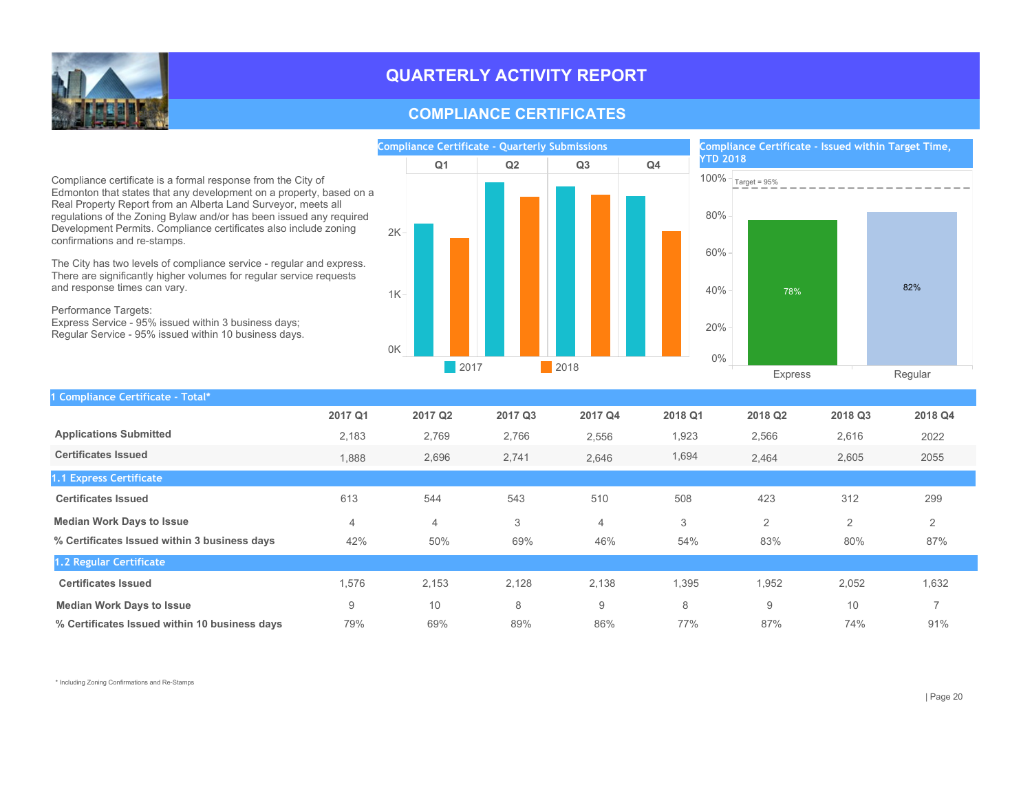# QUARTERLY ACTIVITY REPORT

## COMPLIANCE CERTIFICATES

Compliance certificate is a formal response from the City of Edmonton that states that any development on a property, based on a Real Property Report from an Alberta Land Surveyor, meets all regulations of the Zoning Bylaw and/or has been issued any required Development Permits. Compliance certificates also include zoning confirmations and re-stamps.

The City has two levels of compliance service - regular and express. There are significantly higher volumes for regular service requests and response times can vary.

Performance Targets:
Express Service - 95% issued within 3 business days;
Regular Service - 95% issued within 10 business days.

**Compliance Certificate - Quarterly Submissions**

Q1
Q2
Q3
Q4
2K
1K
0K
2017
2018

**Compliance Certificate - Issued within Target Time, YTD 2018**

100%
80%
60%
40%
20%
0%
Target = 95%
78%
82%
Express
Regular

| 1 Compliance Certificate - Total* | 2017 Q1 | 2017 Q2 | 2017 Q3 | 2017 Q4 | 2018 Q1 | 2018 Q2 | 2018 Q3 | 2018 Q4 |
|---|---|---|---|---|---|---|---|---|
| **Applications Submitted** | 2,183 | 2,769 | 2,766 | 2,556 | 1,923 | 2,566 | 2,616 | 2022 |
| **Certificates Issued** | 1,888 | 2,696 | 2,741 | 2,646 | 1,694 | 2,464 | 2,605 | 2055 |
| **1.1 Express Certificate** | | | | | | | | |
| **Certificates Issued** | 613 | 544 | 543 | 510 | 508 | 423 | 312 | 299 |
| **Median Work Days to Issue** | 4 | 4 | 3 | 4 | 3 | 2 | 2 | 2 |
| **% Certificates Issued within 3 business days** | 42% | 50% | 69% | 46% | 54% | 83% | 80% | 87% |
| **1.2 Regular Certificate** | | | | | | | | |
| **Certificates Issued** | 1,576 | 2,153 | 2,128 | 2,138 | 1,395 | 1,952 | 2,052 | 1,632 |
| **Median Work Days to Issue** | 9 | 10 | 8 | 9 | 8 | 9 | 10 | 7 |
| **% Certificates Issued within 10 business days** | 79% | 69% | 89% | 86% | 77% | 87% | 74% | 91% |

\* Including Zoning Confirmations and Re-Stamps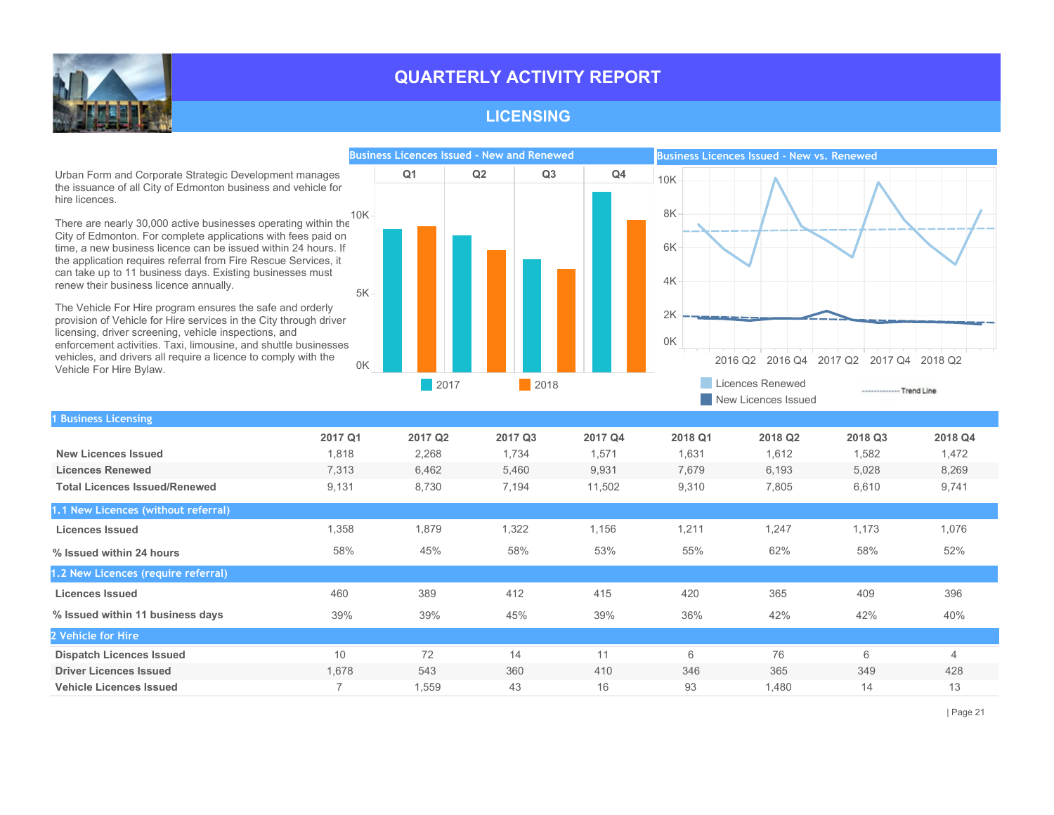# QUARTERLY ACTIVITY REPORT

## LICENSING

Urban Form and Corporate Strategic Development manages the issuance of all City of Edmonton business and vehicle for hire licences.

There are nearly 30,000 active businesses operating within the City of Edmonton. For complete applications with fees paid on time, a new business licence can be issued within 24 hours. If the application requires referral from Fire Rescue Services, it can take up to 11 business days. Existing businesses must renew their business licence annually.

The Vehicle For Hire program ensures the safe and orderly provision of Vehicle for Hire services in the City through driver licensing, driver screening, vehicle inspections, and enforcement activities. Taxi, limousine, and shuttle businesses vehicles, and drivers all require a licence to comply with the Vehicle For Hire Bylaw.

Business Licences Issued - New and Renewed

Q1 Q2 Q3 Q4

10K
5K
0K

2017 2018

Business Licences Issued - New vs. Renewed

10K
8K
6K
4K
2K
0K

2016 Q2 2016 Q4 2017 Q2 2017 Q4 2018 Q2

Licences Renewed
New Licences Issued
Trend Line

| 1 Business Licensing | 2017 Q1 | 2017 Q2 | 2017 Q3 | 2017 Q4 | 2018 Q1 | 2018 Q2 | 2018 Q3 | 2018 Q4 |
|---|---|---|---|---|---|---|---|---|
| **New Licences Issued** | 1,818 | 2,268 | 1,734 | 1,571 | 1,631 | 1,612 | 1,582 | 1,472 |
| **Licences Renewed** | 7,313 | 6,462 | 5,460 | 9,931 | 7,679 | 6,193 | 5,028 | 8,269 |
| **Total Licences Issued/Renewed** | 9,131 | 8,730 | 7,194 | 11,502 | 9,310 | 7,805 | 6,610 | 9,741 |
| **1.1 New Licences (without referral)** | | | | | | | | |
| **Licences Issued** | 1,358 | 1,879 | 1,322 | 1,156 | 1,211 | 1,247 | 1,173 | 1,076 |
| **% Issued within 24 hours** | 58% | 45% | 58% | 53% | 55% | 62% | 58% | 52% |
| **1.2 New Licences (require referral)** | | | | | | | | |
| **Licences Issued** | 460 | 389 | 412 | 415 | 420 | 365 | 409 | 396 |
| **% Issued within 11 business days** | 39% | 39% | 45% | 39% | 36% | 42% | 42% | 40% |
| **2 Vehicle for Hire** | | | | | | | | |
| **Dispatch Licences Issued** | 10 | 72 | 14 | 11 | 6 | 76 | 6 | 4 |
| **Driver Licences Issued** | 1,678 | 543 | 360 | 410 | 346 | 365 | 349 | 428 |
| **Vehicle Licences Issued** | 7 | 1,559 | 43 | 16 | 93 | 1,480 | 14 | 13 |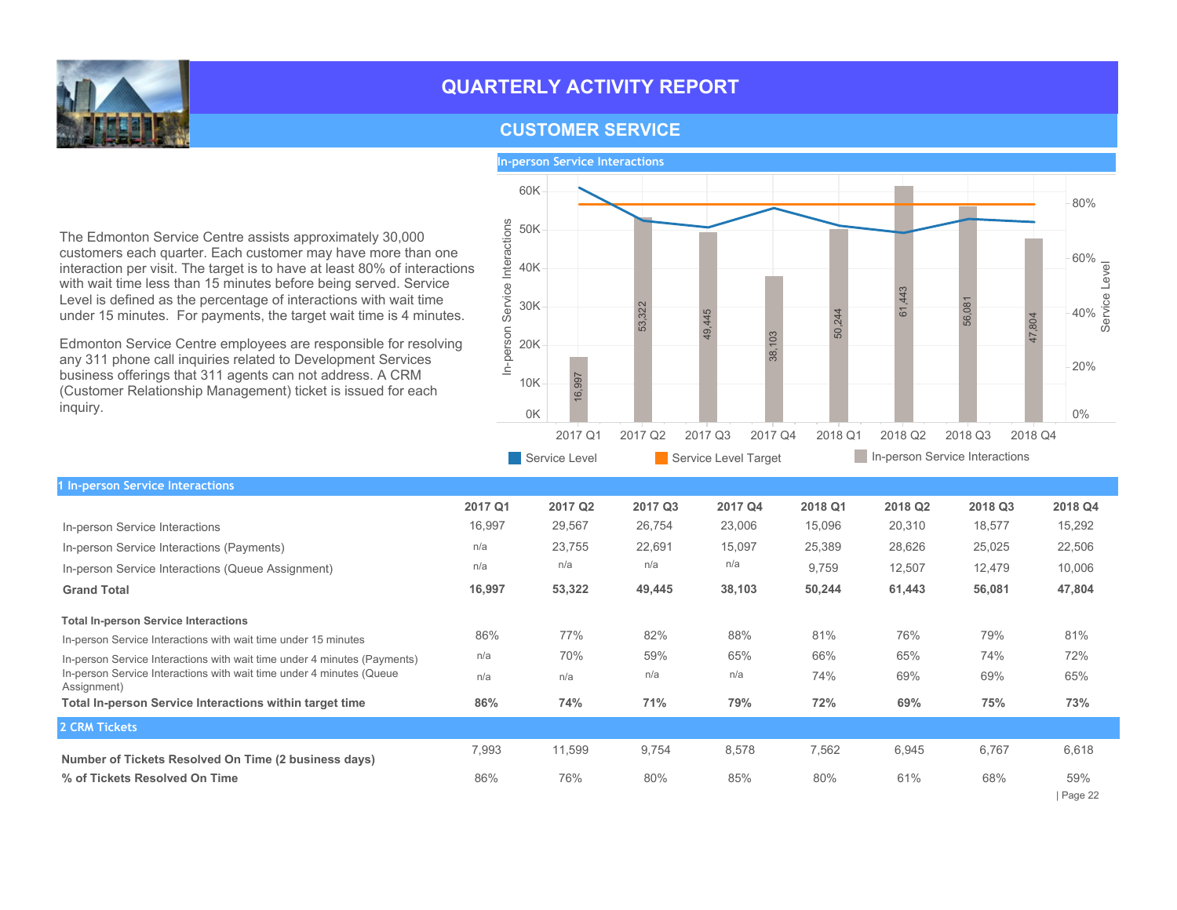# QUARTERLY ACTIVITY REPORT

## CUSTOMER SERVICE

The Edmonton Service Centre assists approximately 30,000 customers each quarter. Each customer may have more than one interaction per visit. The target is to have at least 80% of interactions with wait time less than 15 minutes before being served. Service Level is defined as the percentage of interactions with wait time under 15 minutes. For payments, the target wait time is 4 minutes.

Edmonton Service Centre employees are responsible for resolving any 311 phone call inquiries related to Development Services business offerings that 311 agents can not address. A CRM (Customer Relationship Management) ticket is issued for each inquiry.

**In-person Service Interactions**

60K
50K
40K
30K
20K
10K
0K

In-person Service Interactions

80%
60%
40%
20%
0%

Service Level

16,997
53,322
49,445
38,103
50,244
61,443
56,081
47,804

2017 Q1 2017 Q2 2017 Q3 2017 Q4 2018 Q1 2018 Q2 2018 Q3 2018 Q4

Service Level
Service Level Target
In-person Service Interactions

### 1 In-person Service Interactions

| | 2017 Q1 | 2017 Q2 | 2017 Q3 | 2017 Q4 | 2018 Q1 | 2018 Q2 | 2018 Q3 | 2018 Q4 |
|---|---|---|---|---|---|---|---|---|
| In-person Service Interactions | 16,997 | 29,567 | 26,754 | 23,006 | 15,096 | 20,310 | 18,577 | 15,292 |
| In-person Service Interactions (Payments) | n/a | 23,755 | 22,691 | 15,097 | 25,389 | 28,626 | 25,025 | 22,506 |
| In-person Service Interactions (Queue Assignment) | n/a | n/a | n/a | n/a | 9,759 | 12,507 | 12,479 | 10,006 |
| **Grand Total** | **16,997** | **53,322** | **49,445** | **38,103** | **50,244** | **61,443** | **56,081** | **47,804** |
| **Total In-person Service Interactions** | | | | | | | | |
| In-person Service Interactions with wait time under 15 minutes | 86% | 77% | 82% | 88% | 81% | 76% | 79% | 81% |
| In-person Service Interactions with wait time under 4 minutes (Payments) | n/a | 70% | 59% | 65% | 66% | 65% | 74% | 72% |
| In-person Service Interactions with wait time under 4 minutes (Queue Assignment) | n/a | n/a | n/a | n/a | 74% | 69% | 69% | 65% |
| **Total In-person Service Interactions within target time** | **86%** | **74%** | **71%** | **79%** | **72%** | **69%** | **75%** | **73%** |

### 2 CRM Tickets

| | 2017 Q1 | 2017 Q2 | 2017 Q3 | 2017 Q4 | 2018 Q1 | 2018 Q2 | 2018 Q3 | 2018 Q4 |
|---|---|---|---|---|---|---|---|---|
| **Number of Tickets Resolved On Time (2 business days)** | 7,993 | 11,599 | 9,754 | 8,578 | 7,562 | 6,945 | 6,767 | 6,618 |
| **% of Tickets Resolved On Time** | 86% | 76% | 80% | 85% | 80% | 61% | 68% | 59% |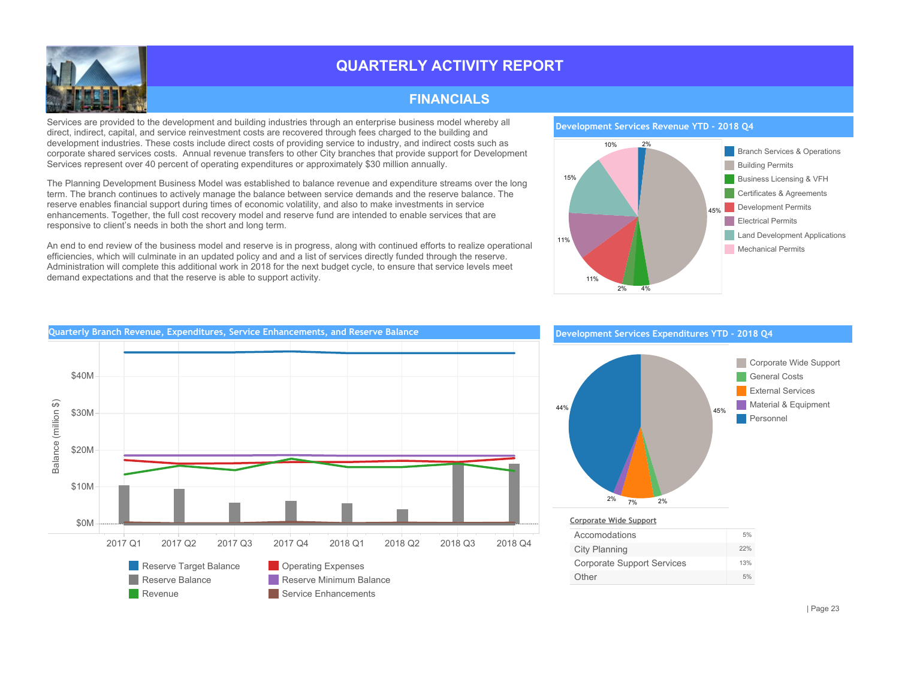# QUARTERLY ACTIVITY REPORT

## FINANCIALS

Services are provided to the development and building industries through an enterprise business model whereby all direct, indirect, capital, and service reinvestment costs are recovered through fees charged to the building and development industries. These costs include direct costs of providing service to industry, and indirect costs such as corporate shared services costs. Annual revenue transfers to other City branches that provide support for Development Services represent over 40 percent of operating expenditures or approximately $30 million annually.

The Planning Development Business Model was established to balance revenue and expenditure streams over the long term. The branch continues to actively manage the balance between service demands and the reserve balance. The reserve enables financial support during times of economic volatility, and also to make investments in service enhancements. Together, the full cost recovery model and reserve fund are intended to enable services that are responsive to client's needs in both the short and long term.

An end to end review of the business model and reserve is in progress, along with continued efforts to realize operational efficiencies, which will culminate in an updated policy and and a list of services directly funded through the reserve. Administration will complete this additional work in 2018 for the next budget cycle, to ensure that service levels meet demand expectations and that the reserve is able to support activity.

### Development Services Revenue YTD - 2018 Q4

2%
45%
4%
2%
11%
11%
15%
10%

Branch Services & Operations
Building Permits
Business Licensing & VFH
Certificates & Agreements
Development Permits
Electrical Permits
Land Development Applications
Mechanical Permits

### Quarterly Branch Revenue, Expenditures, Service Enhancements, and Reserve Balance

Balance (million $)
$40M
$30M
$20M
$10M
$0M
2017 Q1
2017 Q2
2017 Q3
2017 Q4
2018 Q1
2018 Q2
2018 Q3
2018 Q4

Reserve Target Balance
Reserve Balance
Revenue
Operating Expenses
Reserve Minimum Balance
Service Enhancements

### Development Services Expenditures YTD - 2018 Q4

44%
45%
2%
7%
2%

Corporate Wide Support
General Costs
External Services
Material & Equipment
Personnel

**Corporate Wide Support**

| | |
|---|---|
| Accomodations | 5% |
| City Planning | 22% |
| Corporate Support Services | 13% |
| Other | 5% |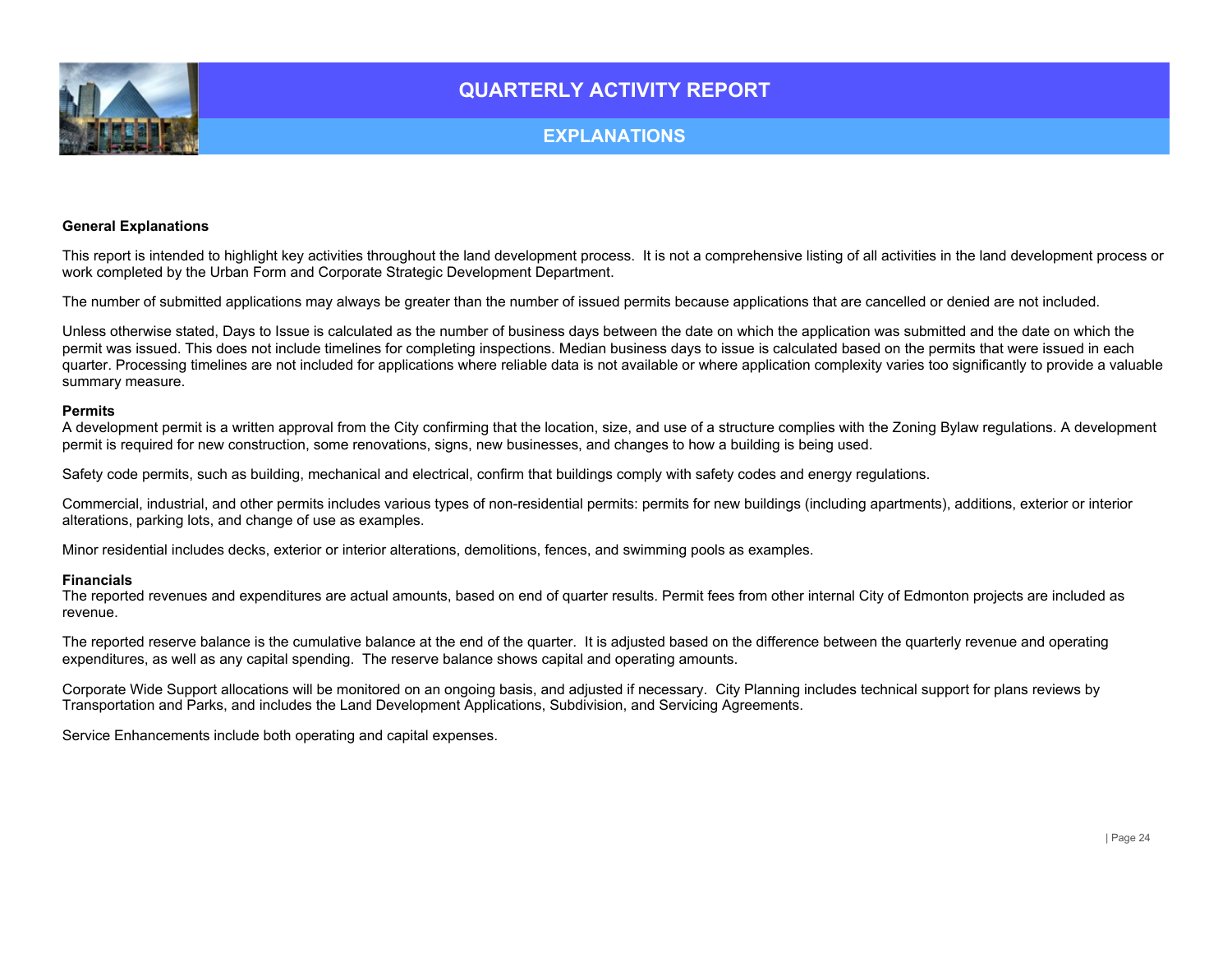# QUARTERLY ACTIVITY REPORT

## EXPLANATIONS

**General Explanations**

This report is intended to highlight key activities throughout the land development process. It is not a comprehensive listing of all activities in the land development process or work completed by the Urban Form and Corporate Strategic Development Department.

The number of submitted applications may always be greater than the number of issued permits because applications that are cancelled or denied are not included.

Unless otherwise stated, Days to Issue is calculated as the number of business days between the date on which the application was submitted and the date on which the permit was issued. This does not include timelines for completing inspections. Median business days to issue is calculated based on the permits that were issued in each quarter. Processing timelines are not included for applications where reliable data is not available or where application complexity varies too significantly to provide a valuable summary measure.

**Permits**

A development permit is a written approval from the City confirming that the location, size, and use of a structure complies with the Zoning Bylaw regulations. A development permit is required for new construction, some renovations, signs, new businesses, and changes to how a building is being used.

Safety code permits, such as building, mechanical and electrical, confirm that buildings comply with safety codes and energy regulations.

Commercial, industrial, and other permits includes various types of non-residential permits: permits for new buildings (including apartments), additions, exterior or interior alterations, parking lots, and change of use as examples.

Minor residential includes decks, exterior or interior alterations, demolitions, fences, and swimming pools as examples.

**Financials**

The reported revenues and expenditures are actual amounts, based on end of quarter results. Permit fees from other internal City of Edmonton projects are included as revenue.

The reported reserve balance is the cumulative balance at the end of the quarter. It is adjusted based on the difference between the quarterly revenue and operating expenditures, as well as any capital spending. The reserve balance shows capital and operating amounts.

Corporate Wide Support allocations will be monitored on an ongoing basis, and adjusted if necessary. City Planning includes technical support for plans reviews by Transportation and Parks, and includes the Land Development Applications, Subdivision, and Servicing Agreements.

Service Enhancements include both operating and capital expenses.